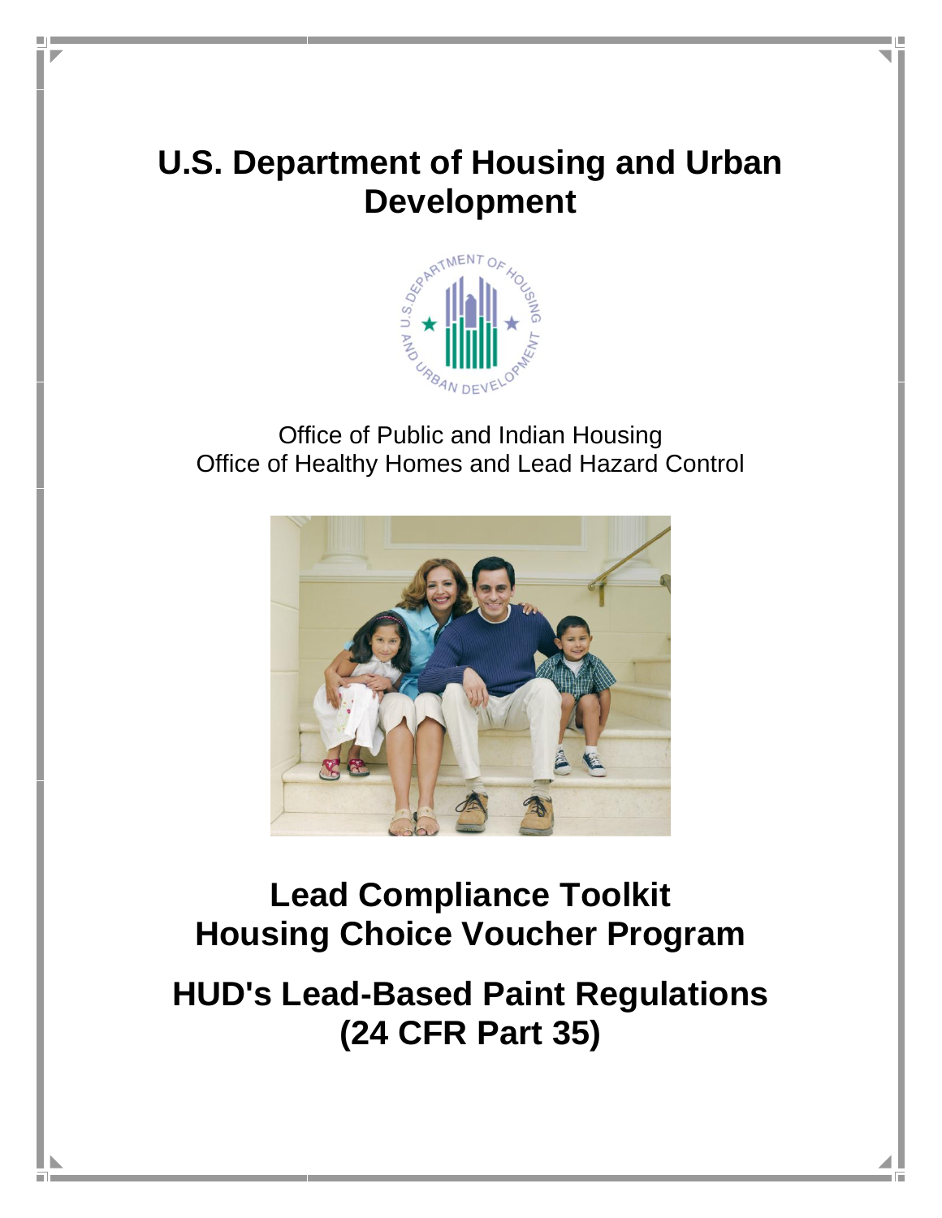# U.S. Department of Housing and Urban Development

Office of Public and Indian Housing
Office of Healthy Homes and Lead Hazard Control

# Lead Compliance Toolkit
# Housing Choice Voucher Program

# HUD's Lead-Based Paint Regulations (24 CFR Part 35)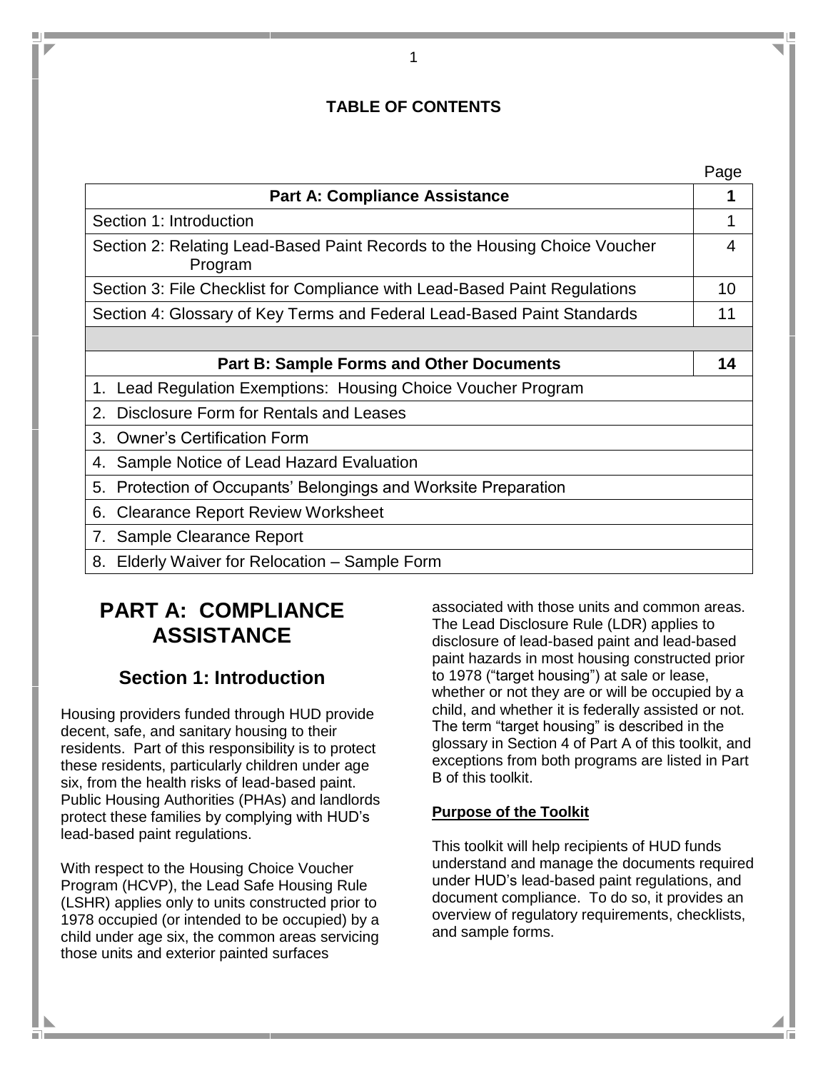**TABLE OF CONTENTS**

| | Page |
|---|---|
| **Part A: Compliance Assistance** | **1** |
| Section 1: Introduction | 1 |
| Section 2: Relating Lead-Based Paint Records to the Housing Choice Voucher Program | 4 |
| Section 3: File Checklist for Compliance with Lead-Based Paint Regulations | 10 |
| Section 4: Glossary of Key Terms and Federal Lead-Based Paint Standards | 11 |
| | |
| **Part B: Sample Forms and Other Documents** | **14** |
| 1. Lead Regulation Exemptions: Housing Choice Voucher Program | |
| 2. Disclosure Form for Rentals and Leases | |
| 3. Owner's Certification Form | |
| 4. Sample Notice of Lead Hazard Evaluation | |
| 5. Protection of Occupants' Belongings and Worksite Preparation | |
| 6. Clearance Report Review Worksheet | |
| 7. Sample Clearance Report | |
| 8. Elderly Waiver for Relocation – Sample Form | |

# PART A: COMPLIANCE ASSISTANCE

## Section 1: Introduction

Housing providers funded through HUD provide decent, safe, and sanitary housing to their residents. Part of this responsibility is to protect these residents, particularly children under age six, from the health risks of lead-based paint. Public Housing Authorities (PHAs) and landlords protect these families by complying with HUD's lead-based paint regulations.

With respect to the Housing Choice Voucher Program (HCVP), the Lead Safe Housing Rule (LSHR) applies only to units constructed prior to 1978 occupied (or intended to be occupied) by a child under age six, the common areas servicing those units and exterior painted surfaces associated with those units and common areas. The Lead Disclosure Rule (LDR) applies to disclosure of lead-based paint and lead-based paint hazards in most housing constructed prior to 1978 ("target housing") at sale or lease, whether or not they are or will be occupied by a child, and whether it is federally assisted or not. The term "target housing" is described in the glossary in Section 4 of Part A of this toolkit, and exceptions from both programs are listed in Part B of this toolkit.

### Purpose of the Toolkit

This toolkit will help recipients of HUD funds understand and manage the documents required under HUD's lead-based paint regulations, and document compliance. To do so, it provides an overview of regulatory requirements, checklists, and sample forms.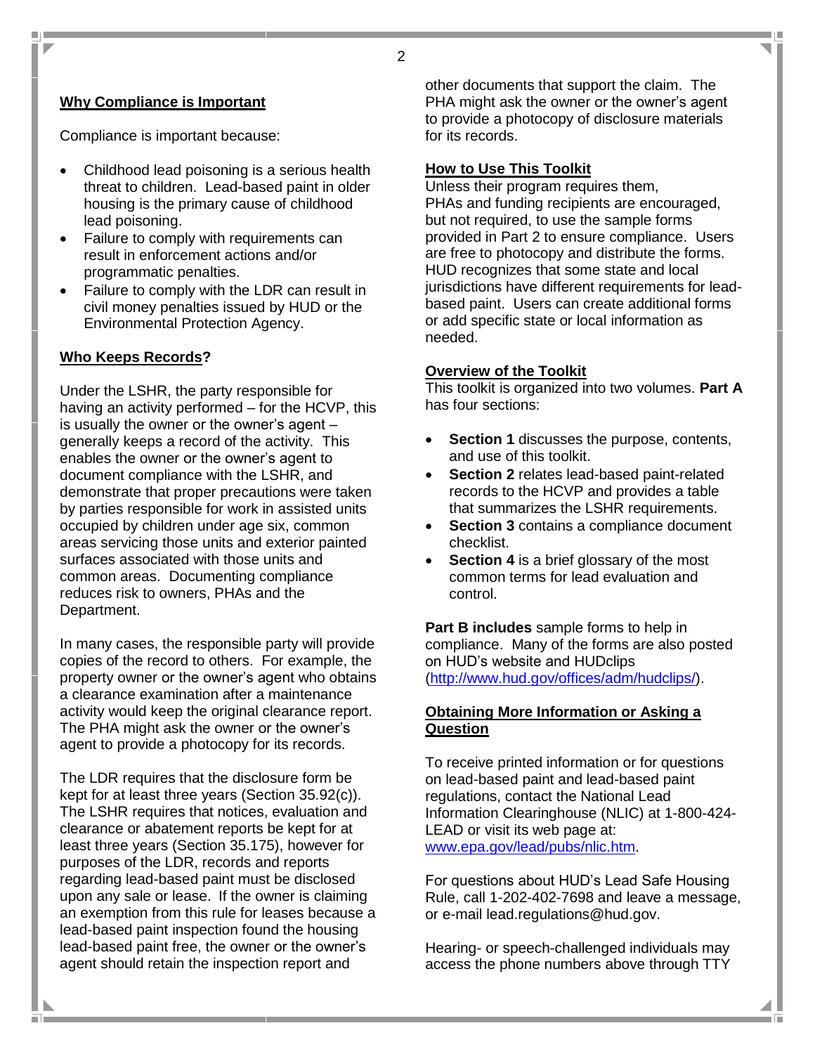## Why Compliance is Important

Compliance is important because:

- Childhood lead poisoning is a serious health threat to children. Lead-based paint in older housing is the primary cause of childhood lead poisoning.
- Failure to comply with requirements can result in enforcement actions and/or programmatic penalties.
- Failure to comply with the LDR can result in civil money penalties issued by HUD or the Environmental Protection Agency.

## Who Keeps Records?

Under the LSHR, the party responsible for having an activity performed – for the HCVP, this is usually the owner or the owner's agent – generally keeps a record of the activity. This enables the owner or the owner's agent to document compliance with the LSHR, and demonstrate that proper precautions were taken by parties responsible for work in assisted units occupied by children under age six, common areas servicing those units and exterior painted surfaces associated with those units and common areas. Documenting compliance reduces risk to owners, PHAs and the Department.

In many cases, the responsible party will provide copies of the record to others. For example, the property owner or the owner's agent who obtains a clearance examination after a maintenance activity would keep the original clearance report. The PHA might ask the owner or the owner's agent to provide a photocopy for its records.

The LDR requires that the disclosure form be kept for at least three years (Section 35.92(c)). The LSHR requires that notices, evaluation and clearance or abatement reports be kept for at least three years (Section 35.175), however for purposes of the LDR, records and reports regarding lead-based paint must be disclosed upon any sale or lease. If the owner is claiming an exemption from this rule for leases because a lead-based paint inspection found the housing lead-based paint free, the owner or the owner's agent should retain the inspection report and other documents that support the claim. The PHA might ask the owner or the owner's agent to provide a photocopy of disclosure materials for its records.

## How to Use This Toolkit

Unless their program requires them, PHAs and funding recipients are encouraged, but not required, to use the sample forms provided in Part 2 to ensure compliance. Users are free to photocopy and distribute the forms. HUD recognizes that some state and local jurisdictions have different requirements for lead-based paint. Users can create additional forms or add specific state or local information as needed.

## Overview of the Toolkit

This toolkit is organized into two volumes. **Part A** has four sections:

- **Section 1** discusses the purpose, contents, and use of this toolkit.
- **Section 2** relates lead-based paint-related records to the HCVP and provides a table that summarizes the LSHR requirements.
- **Section 3** contains a compliance document checklist.
- **Section 4** is a brief glossary of the most common terms for lead evaluation and control.

**Part B includes** sample forms to help in compliance. Many of the forms are also posted on HUD's website and HUDclips (http://www.hud.gov/offices/adm/hudclips/).

## Obtaining More Information or Asking a Question

To receive printed information or for questions on lead-based paint and lead-based paint regulations, contact the National Lead Information Clearinghouse (NLIC) at 1-800-424-LEAD or visit its web page at: www.epa.gov/lead/pubs/nlic.htm.

For questions about HUD's Lead Safe Housing Rule, call 1-202-402-7698 and leave a message, or e-mail lead.regulations@hud.gov.

Hearing- or speech-challenged individuals may access the phone numbers above through TTY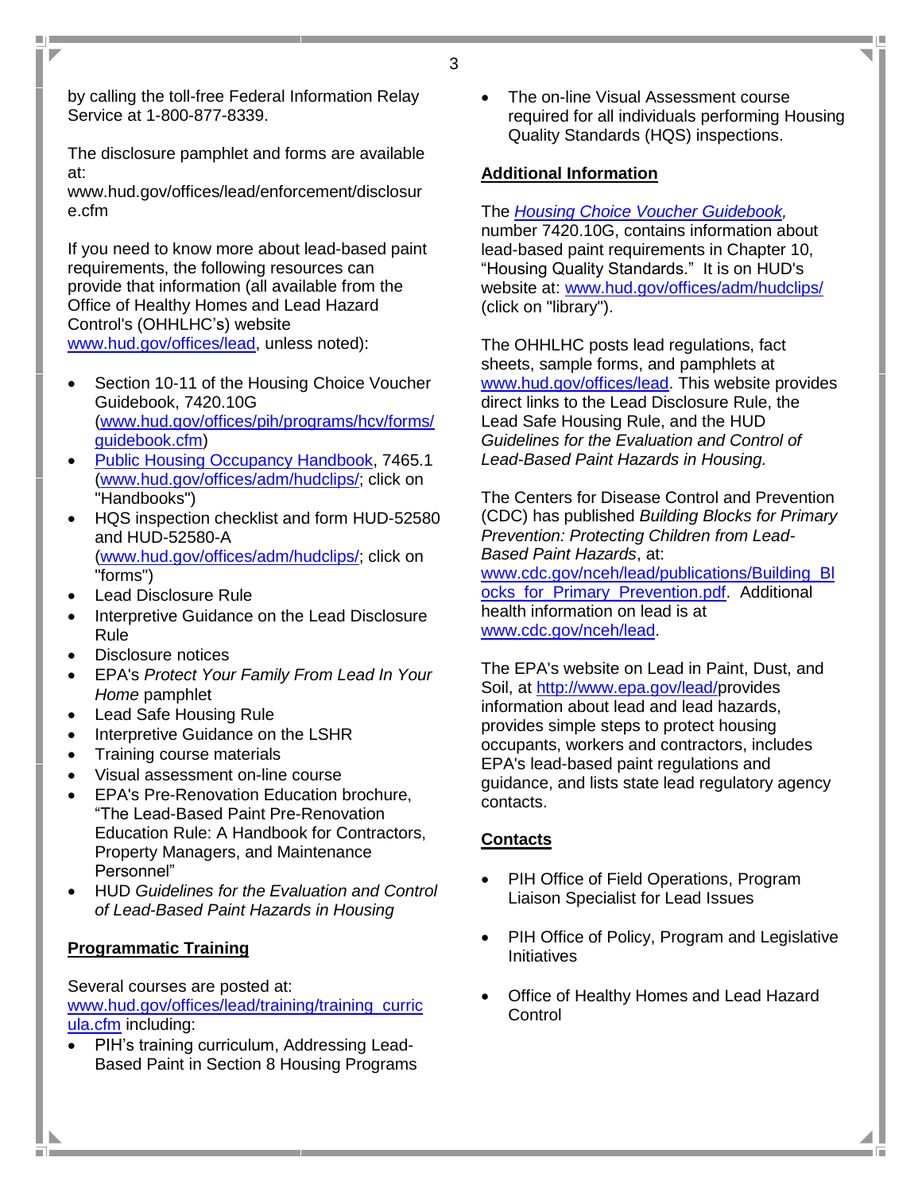by calling the toll-free Federal Information Relay Service at 1-800-877-8339.

The disclosure pamphlet and forms are available at:
www.hud.gov/offices/lead/enforcement/disclosure.cfm

If you need to know more about lead-based paint requirements, the following resources can provide that information (all available from the Office of Healthy Homes and Lead Hazard Control's (OHHLHC's) website www.hud.gov/offices/lead, unless noted):

- Section 10-11 of the Housing Choice Voucher Guidebook, 7420.10G (www.hud.gov/offices/pih/programs/hcv/forms/guidebook.cfm)
- Public Housing Occupancy Handbook, 7465.1 (www.hud.gov/offices/adm/hudclips/; click on "Handbooks")
- HQS inspection checklist and form HUD-52580 and HUD-52580-A (www.hud.gov/offices/adm/hudclips/; click on "forms")
- Lead Disclosure Rule
- Interpretive Guidance on the Lead Disclosure Rule
- Disclosure notices
- EPA's *Protect Your Family From Lead In Your Home* pamphlet
- Lead Safe Housing Rule
- Interpretive Guidance on the LSHR
- Training course materials
- Visual assessment on-line course
- EPA's Pre-Renovation Education brochure, "The Lead-Based Paint Pre-Renovation Education Rule: A Handbook for Contractors, Property Managers, and Maintenance Personnel"
- HUD *Guidelines for the Evaluation and Control of Lead-Based Paint Hazards in Housing*

## Programmatic Training

Several courses are posted at: www.hud.gov/offices/lead/training/training_curricula.cfm including:

- PIH's training curriculum, Addressing Lead-Based Paint in Section 8 Housing Programs
- The on-line Visual Assessment course required for all individuals performing Housing Quality Standards (HQS) inspections.

## Additional Information

The *Housing Choice Voucher Guidebook,* number 7420.10G, contains information about lead-based paint requirements in Chapter 10, "Housing Quality Standards." It is on HUD's website at: www.hud.gov/offices/adm/hudclips/ (click on "library").

The OHHLHC posts lead regulations, fact sheets, sample forms, and pamphlets at www.hud.gov/offices/lead. This website provides direct links to the Lead Disclosure Rule, the Lead Safe Housing Rule, and the HUD *Guidelines for the Evaluation and Control of Lead-Based Paint Hazards in Housing.*

The Centers for Disease Control and Prevention (CDC) has published *Building Blocks for Primary Prevention: Protecting Children from Lead-Based Paint Hazards*, at: www.cdc.gov/nceh/lead/publications/Building_Blocks_for_Primary_Prevention.pdf. Additional health information on lead is at www.cdc.gov/nceh/lead.

The EPA's website on Lead in Paint, Dust, and Soil, at http://www.epa.gov/lead/provides information about lead and lead hazards, provides simple steps to protect housing occupants, workers and contractors, includes EPA's lead-based paint regulations and guidance, and lists state lead regulatory agency contacts.

## Contacts

- PIH Office of Field Operations, Program Liaison Specialist for Lead Issues
- PIH Office of Policy, Program and Legislative Initiatives
- Office of Healthy Homes and Lead Hazard Control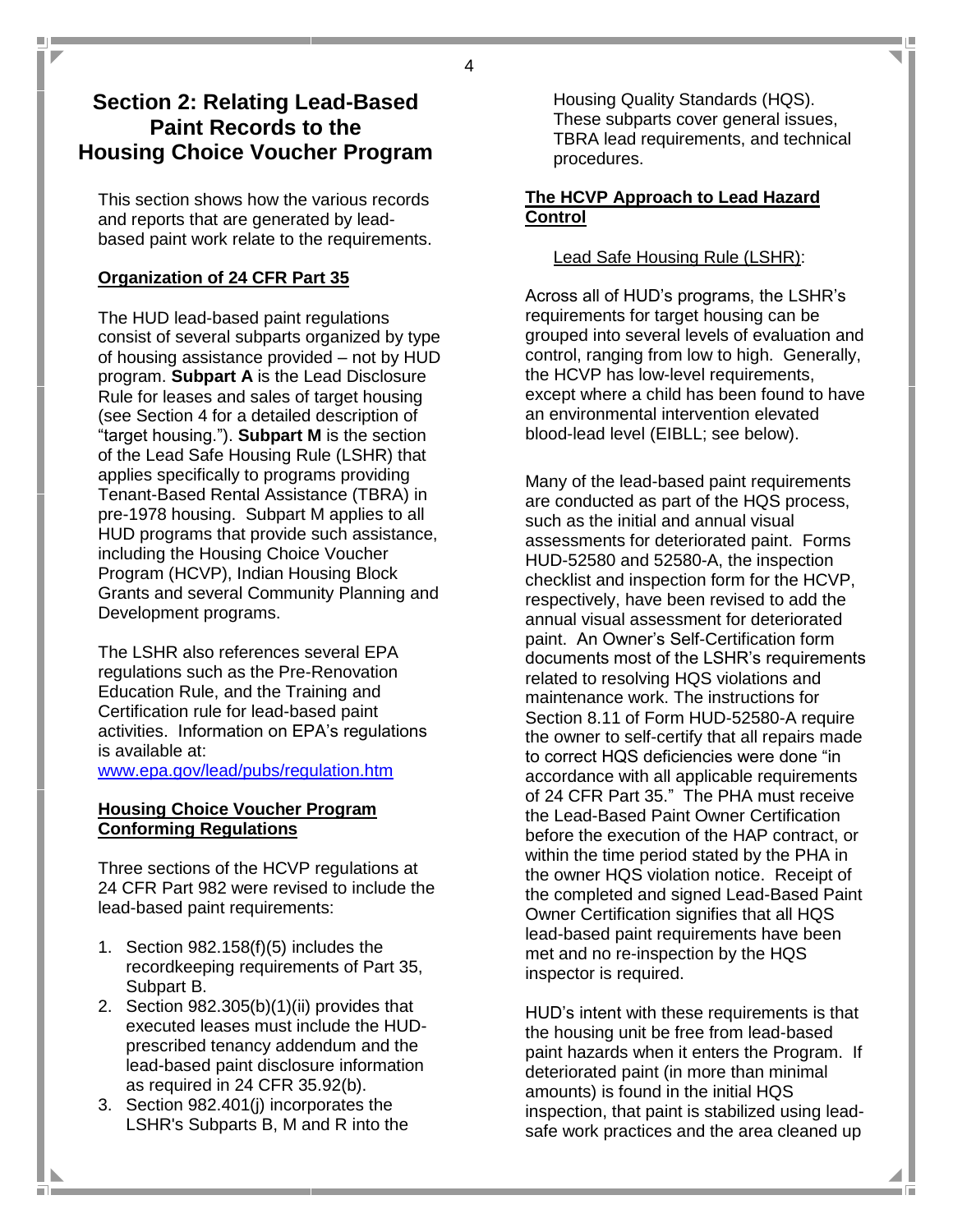## Section 2: Relating Lead-Based Paint Records to the Housing Choice Voucher Program

This section shows how the various records and reports that are generated by lead-based paint work relate to the requirements.

**Organization of 24 CFR Part 35**

The HUD lead-based paint regulations consist of several subparts organized by type of housing assistance provided – not by HUD program. **Subpart A** is the Lead Disclosure Rule for leases and sales of target housing (see Section 4 for a detailed description of "target housing."). **Subpart M** is the section of the Lead Safe Housing Rule (LSHR) that applies specifically to programs providing Tenant-Based Rental Assistance (TBRA) in pre-1978 housing. Subpart M applies to all HUD programs that provide such assistance, including the Housing Choice Voucher Program (HCVP), Indian Housing Block Grants and several Community Planning and Development programs.

The LSHR also references several EPA regulations such as the Pre-Renovation Education Rule, and the Training and Certification rule for lead-based paint activities. Information on EPA's regulations is available at: [www.epa.gov/lead/pubs/regulation.htm](www.epa.gov/lead/pubs/regulation.htm)

**Housing Choice Voucher Program Conforming Regulations**

Three sections of the HCVP regulations at 24 CFR Part 982 were revised to include the lead-based paint requirements:

1. Section 982.158(f)(5) includes the recordkeeping requirements of Part 35, Subpart B.
2. Section 982.305(b)(1)(ii) provides that executed leases must include the HUD-prescribed tenancy addendum and the lead-based paint disclosure information as required in 24 CFR 35.92(b).
3. Section 982.401(j) incorporates the LSHR's Subparts B, M and R into the Housing Quality Standards (HQS). These subparts cover general issues, TBRA lead requirements, and technical procedures.

**The HCVP Approach to Lead Hazard Control**

Lead Safe Housing Rule (LSHR):

Across all of HUD's programs, the LSHR's requirements for target housing can be grouped into several levels of evaluation and control, ranging from low to high. Generally, the HCVP has low-level requirements, except where a child has been found to have an environmental intervention elevated blood-lead level (EIBLL; see below).

Many of the lead-based paint requirements are conducted as part of the HQS process, such as the initial and annual visual assessments for deteriorated paint. Forms HUD-52580 and 52580-A, the inspection checklist and inspection form for the HCVP, respectively, have been revised to add the annual visual assessment for deteriorated paint. An Owner's Self-Certification form documents most of the LSHR's requirements related to resolving HQS violations and maintenance work. The instructions for Section 8.11 of Form HUD-52580-A require the owner to self-certify that all repairs made to correct HQS deficiencies were done "in accordance with all applicable requirements of 24 CFR Part 35." The PHA must receive the Lead-Based Paint Owner Certification before the execution of the HAP contract, or within the time period stated by the PHA in the owner HQS violation notice. Receipt of the completed and signed Lead-Based Paint Owner Certification signifies that all HQS lead-based paint requirements have been met and no re-inspection by the HQS inspector is required.

HUD's intent with these requirements is that the housing unit be free from lead-based paint hazards when it enters the Program. If deteriorated paint (in more than minimal amounts) is found in the initial HQS inspection, that paint is stabilized using lead-safe work practices and the area cleaned up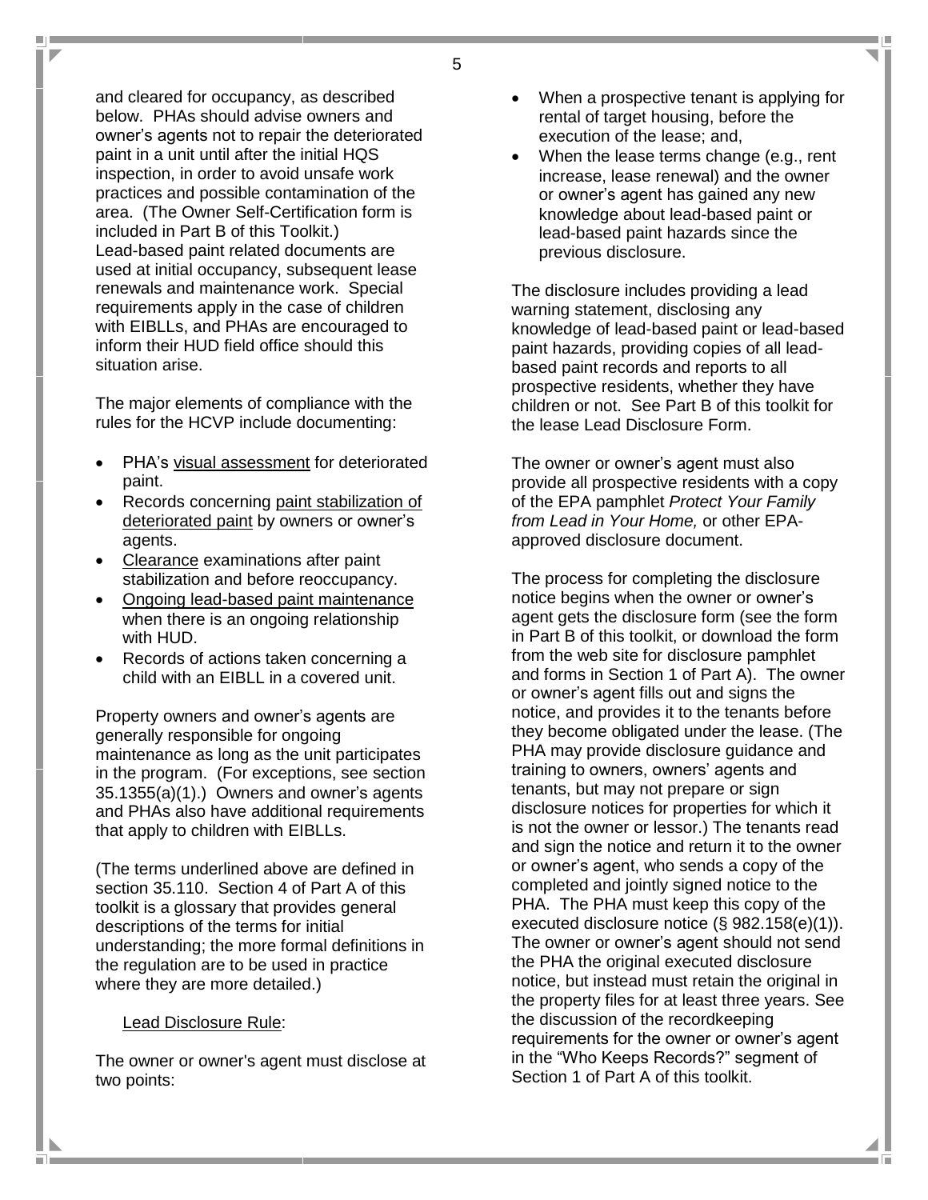and cleared for occupancy, as described below. PHAs should advise owners and owner's agents not to repair the deteriorated paint in a unit until after the initial HQS inspection, in order to avoid unsafe work practices and possible contamination of the area. (The Owner Self-Certification form is included in Part B of this Toolkit.) Lead-based paint related documents are used at initial occupancy, subsequent lease renewals and maintenance work. Special requirements apply in the case of children with EIBLLs, and PHAs are encouraged to inform their HUD field office should this situation arise.

The major elements of compliance with the rules for the HCVP include documenting:

- PHA's <u>visual assessment</u> for deteriorated paint.
- Records concerning <u>paint stabilization of deteriorated paint</u> by owners or owner's agents.
- <u>Clearance</u> examinations after paint stabilization and before reoccupancy.
- <u>Ongoing lead-based paint maintenance</u> when there is an ongoing relationship with HUD.
- Records of actions taken concerning a child with an EIBLL in a covered unit.

Property owners and owner's agents are generally responsible for ongoing maintenance as long as the unit participates in the program. (For exceptions, see section 35.1355(a)(1).) Owners and owner's agents and PHAs also have additional requirements that apply to children with EIBLLs.

(The terms underlined above are defined in section 35.110. Section 4 of Part A of this toolkit is a glossary that provides general descriptions of the terms for initial understanding; the more formal definitions in the regulation are to be used in practice where they are more detailed.)

<u>Lead Disclosure Rule</u>:

The owner or owner's agent must disclose at two points:

- When a prospective tenant is applying for rental of target housing, before the execution of the lease; and,
- When the lease terms change (e.g., rent increase, lease renewal) and the owner or owner's agent has gained any new knowledge about lead-based paint or lead-based paint hazards since the previous disclosure.

The disclosure includes providing a lead warning statement, disclosing any knowledge of lead-based paint or lead-based paint hazards, providing copies of all lead-based paint records and reports to all prospective residents, whether they have children or not. See Part B of this toolkit for the lease Lead Disclosure Form.

The owner or owner's agent must also provide all prospective residents with a copy of the EPA pamphlet *Protect Your Family from Lead in Your Home,* or other EPA-approved disclosure document.

The process for completing the disclosure notice begins when the owner or owner's agent gets the disclosure form (see the form in Part B of this toolkit, or download the form from the web site for disclosure pamphlet and forms in Section 1 of Part A). The owner or owner's agent fills out and signs the notice, and provides it to the tenants before they become obligated under the lease. (The PHA may provide disclosure guidance and training to owners, owners' agents and tenants, but may not prepare or sign disclosure notices for properties for which it is not the owner or lessor.) The tenants read and sign the notice and return it to the owner or owner's agent, who sends a copy of the completed and jointly signed notice to the PHA. The PHA must keep this copy of the executed disclosure notice (§ 982.158(e)(1)). The owner or owner's agent should not send the PHA the original executed disclosure notice, but instead must retain the original in the property files for at least three years. See the discussion of the recordkeeping requirements for the owner or owner's agent in the "Who Keeps Records?" segment of Section 1 of Part A of this toolkit.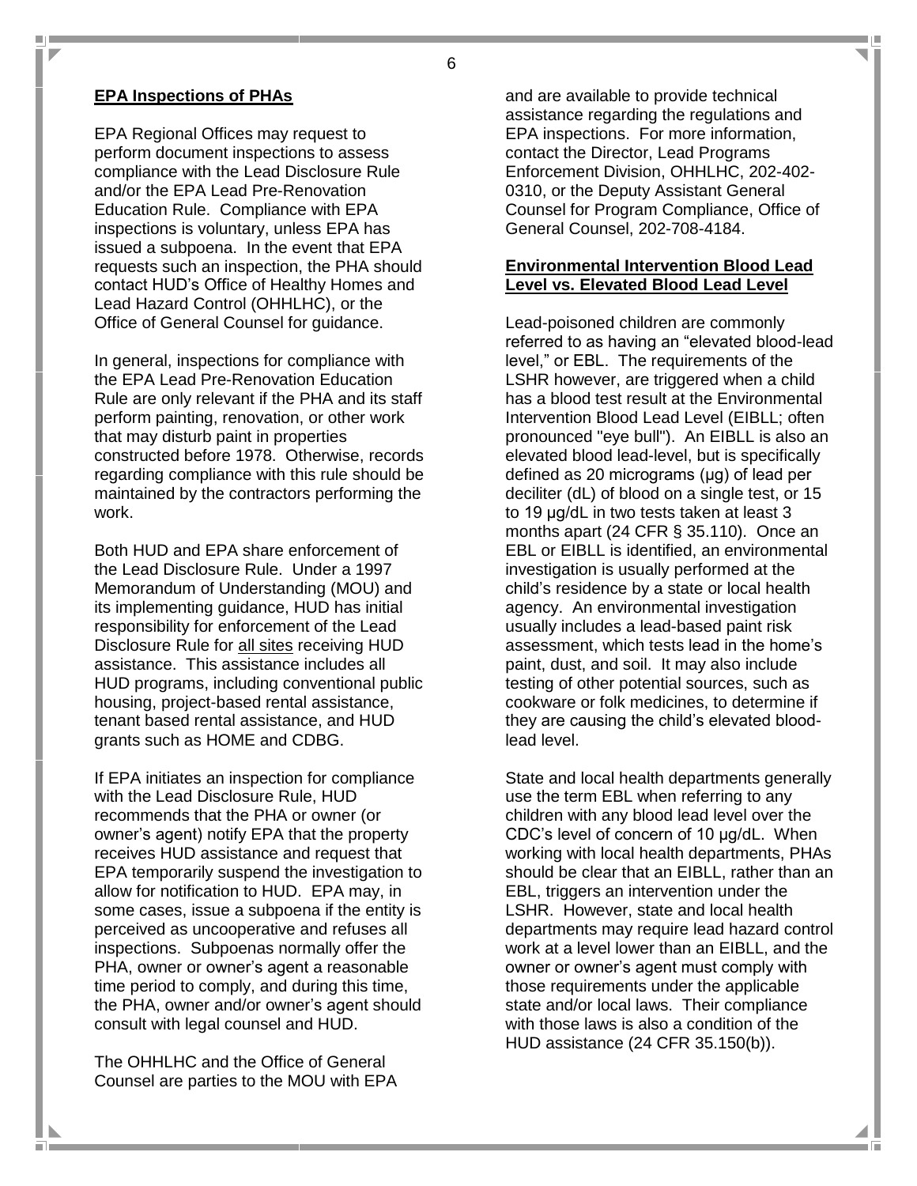## EPA Inspections of PHAs

EPA Regional Offices may request to perform document inspections to assess compliance with the Lead Disclosure Rule and/or the EPA Lead Pre-Renovation Education Rule. Compliance with EPA inspections is voluntary, unless EPA has issued a subpoena. In the event that EPA requests such an inspection, the PHA should contact HUD's Office of Healthy Homes and Lead Hazard Control (OHHLHC), or the Office of General Counsel for guidance.

In general, inspections for compliance with the EPA Lead Pre-Renovation Education Rule are only relevant if the PHA and its staff perform painting, renovation, or other work that may disturb paint in properties constructed before 1978. Otherwise, records regarding compliance with this rule should be maintained by the contractors performing the work.

Both HUD and EPA share enforcement of the Lead Disclosure Rule. Under a 1997 Memorandum of Understanding (MOU) and its implementing guidance, HUD has initial responsibility for enforcement of the Lead Disclosure Rule for <u>all sites</u> receiving HUD assistance. This assistance includes all HUD programs, including conventional public housing, project-based rental assistance, tenant based rental assistance, and HUD grants such as HOME and CDBG.

If EPA initiates an inspection for compliance with the Lead Disclosure Rule, HUD recommends that the PHA or owner (or owner's agent) notify EPA that the property receives HUD assistance and request that EPA temporarily suspend the investigation to allow for notification to HUD. EPA may, in some cases, issue a subpoena if the entity is perceived as uncooperative and refuses all inspections. Subpoenas normally offer the PHA, owner or owner's agent a reasonable time period to comply, and during this time, the PHA, owner and/or owner's agent should consult with legal counsel and HUD.

The OHHLHC and the Office of General Counsel are parties to the MOU with EPA and are available to provide technical assistance regarding the regulations and EPA inspections. For more information, contact the Director, Lead Programs Enforcement Division, OHHLHC, 202-402-0310, or the Deputy Assistant General Counsel for Program Compliance, Office of General Counsel, 202-708-4184.

## Environmental Intervention Blood Lead Level vs. Elevated Blood Lead Level

Lead-poisoned children are commonly referred to as having an "elevated blood-lead level," or EBL. The requirements of the LSHR however, are triggered when a child has a blood test result at the Environmental Intervention Blood Lead Level (EIBLL; often pronounced "eye bull"). An EIBLL is also an elevated blood lead-level, but is specifically defined as 20 micrograms (µg) of lead per deciliter (dL) of blood on a single test, or 15 to 19 µg/dL in two tests taken at least 3 months apart (24 CFR § 35.110). Once an EBL or EIBLL is identified, an environmental investigation is usually performed at the child's residence by a state or local health agency. An environmental investigation usually includes a lead-based paint risk assessment, which tests lead in the home's paint, dust, and soil. It may also include testing of other potential sources, such as cookware or folk medicines, to determine if they are causing the child's elevated blood-lead level.

State and local health departments generally use the term EBL when referring to any children with any blood lead level over the CDC's level of concern of 10 µg/dL. When working with local health departments, PHAs should be clear that an EIBLL, rather than an EBL, triggers an intervention under the LSHR. However, state and local health departments may require lead hazard control work at a level lower than an EIBLL, and the owner or owner's agent must comply with those requirements under the applicable state and/or local laws. Their compliance with those laws is also a condition of the HUD assistance (24 CFR 35.150(b)).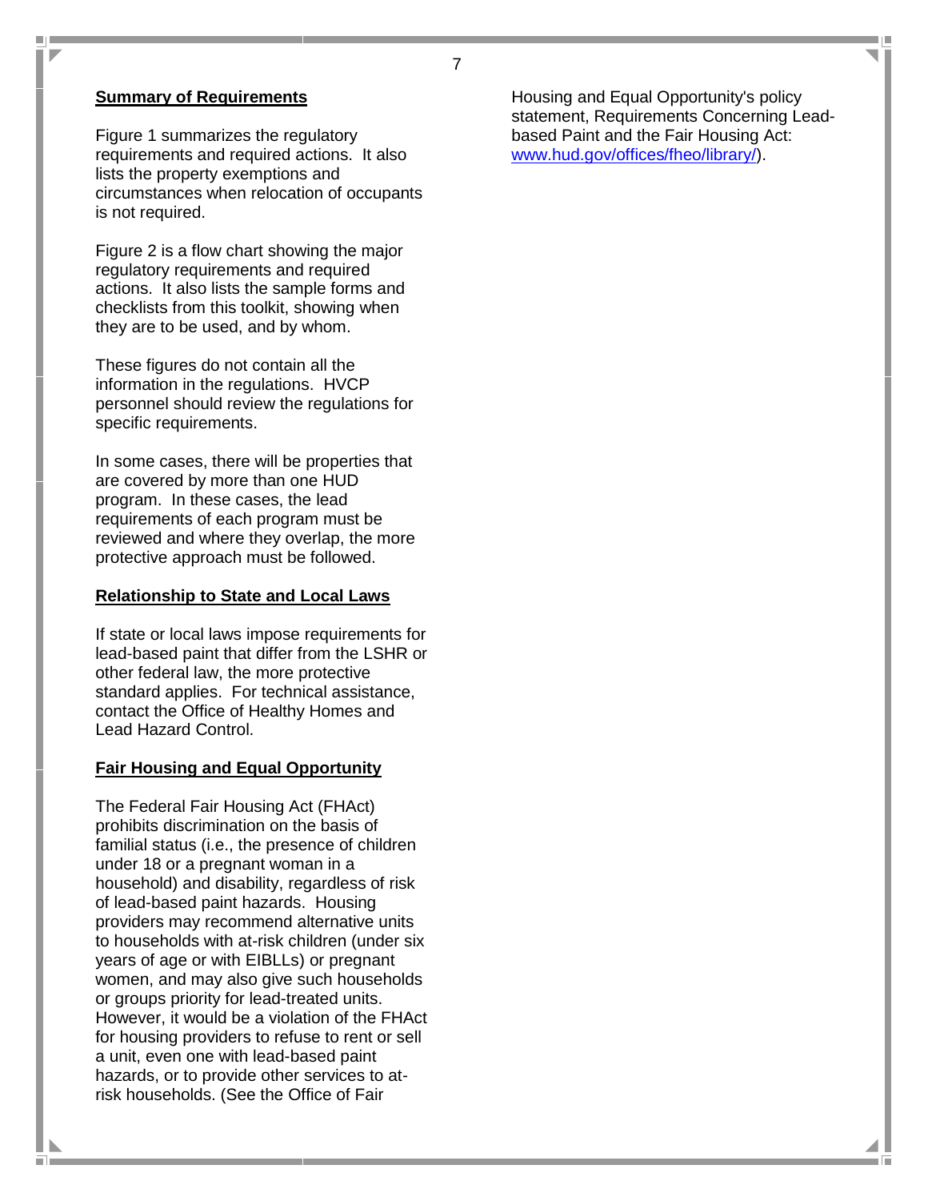## Summary of Requirements

Figure 1 summarizes the regulatory requirements and required actions. It also lists the property exemptions and circumstances when relocation of occupants is not required.

Figure 2 is a flow chart showing the major regulatory requirements and required actions. It also lists the sample forms and checklists from this toolkit, showing when they are to be used, and by whom.

These figures do not contain all the information in the regulations. HVCP personnel should review the regulations for specific requirements.

In some cases, there will be properties that are covered by more than one HUD program. In these cases, the lead requirements of each program must be reviewed and where they overlap, the more protective approach must be followed.

## Relationship to State and Local Laws

If state or local laws impose requirements for lead-based paint that differ from the LSHR or other federal law, the more protective standard applies. For technical assistance, contact the Office of Healthy Homes and Lead Hazard Control.

## Fair Housing and Equal Opportunity

The Federal Fair Housing Act (FHAct) prohibits discrimination on the basis of familial status (i.e., the presence of children under 18 or a pregnant woman in a household) and disability, regardless of risk of lead-based paint hazards. Housing providers may recommend alternative units to households with at-risk children (under six years of age or with EIBLLs) or pregnant women, and may also give such households or groups priority for lead-treated units. However, it would be a violation of the FHAct for housing providers to refuse to rent or sell a unit, even one with lead-based paint hazards, or to provide other services to at-risk households. (See the Office of Fair Housing and Equal Opportunity's policy statement, Requirements Concerning Lead-based Paint and the Fair Housing Act: [www.hud.gov/offices/fheo/library/](www.hud.gov/offices/fheo/library/)).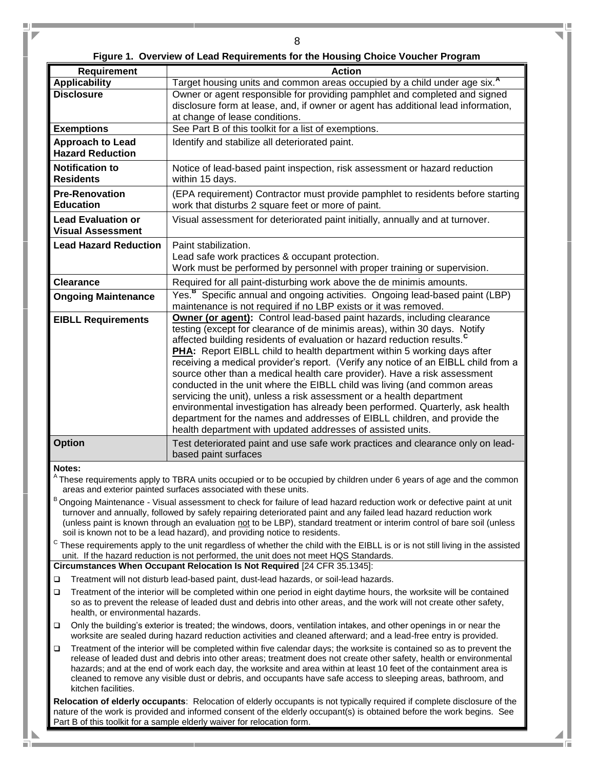**Figure 1. Overview of Lead Requirements for the Housing Choice Voucher Program**

| Requirement | Action |
|---|---|
| **Applicability** | Target housing units and common areas occupied by a child under age six.[A] |
| **Disclosure** | Owner or agent responsible for providing pamphlet and completed and signed disclosure form at lease, and, if owner or agent has additional lead information, at change of lease conditions. |
| **Exemptions** | See Part B of this toolkit for a list of exemptions. |
| **Approach to Lead Hazard Reduction** | Identify and stabilize all deteriorated paint. |
| **Notification to Residents** | Notice of lead-based paint inspection, risk assessment or hazard reduction within 15 days. |
| **Pre-Renovation Education** | (EPA requirement) Contractor must provide pamphlet to residents before starting work that disturbs 2 square feet or more of paint. |
| **Lead Evaluation or Visual Assessment** | Visual assessment for deteriorated paint initially, annually and at turnover. |
| **Lead Hazard Reduction** | Paint stabilization.<br>Lead safe work practices & occupant protection.<br>Work must be performed by personnel with proper training or supervision. |
| **Clearance** | Required for all paint-disturbing work above the de minimis amounts. |
| **Ongoing Maintenance** | Yes.[B] Specific annual and ongoing activities. Ongoing lead-based paint (LBP) maintenance is not required if no LBP exists or it was removed. |
| **EIBLL Requirements** | **Owner (or agent):** Control lead-based paint hazards, including clearance testing (except for clearance of de minimis areas), within 30 days. Notify affected building residents of evaluation or hazard reduction results.[C]<br>**PHA:** Report EIBLL child to health department within 5 working days after receiving a medical provider's report. (Verify any notice of an EIBLL child from a source other than a medical health care provider). Have a risk assessment conducted in the unit where the EIBLL child was living (and common areas servicing the unit), unless a risk assessment or a health department environmental investigation has already been performed. Quarterly, ask health department for the names and addresses of EIBLL children, and provide the health department with updated addresses of assisted units. |
| **Option** | Test deteriorated paint and use safe work practices and clearance only on lead-based paint surfaces |

**Notes:**

[A] These requirements apply to TBRA units occupied or to be occupied by children under 6 years of age and the common areas and exterior painted surfaces associated with these units.

[B] Ongoing Maintenance - Visual assessment to check for failure of lead hazard reduction work or defective paint at unit turnover and annually, followed by safely repairing deteriorated paint and any failed lead hazard reduction work (unless paint is known through an evaluation not to be LBP), standard treatment or interim control of bare soil (unless soil is known not to be a lead hazard), and providing notice to residents.

[C] These requirements apply to the unit regardless of whether the child with the EIBLL is or is not still living in the assisted unit. If the hazard reduction is not performed, the unit does not meet HQS Standards.

**Circumstances When Occupant Relocation Is Not Required** [24 CFR 35.1345]:

- Treatment will not disturb lead-based paint, dust-lead hazards, or soil-lead hazards.
- Treatment of the interior will be completed within one period in eight daytime hours, the worksite will be contained so as to prevent the release of leaded dust and debris into other areas, and the work will not create other safety, health, or environmental hazards.
- Only the building's exterior is treated; the windows, doors, ventilation intakes, and other openings in or near the worksite are sealed during hazard reduction activities and cleaned afterward; and a lead-free entry is provided.
- Treatment of the interior will be completed within five calendar days; the worksite is contained so as to prevent the release of leaded dust and debris into other areas; treatment does not create other safety, health or environmental hazards; and at the end of work each day, the worksite and area within at least 10 feet of the containment area is cleaned to remove any visible dust or debris, and occupants have safe access to sleeping areas, bathroom, and kitchen facilities.

**Relocation of elderly occupants**: Relocation of elderly occupants is not typically required if complete disclosure of the nature of the work is provided and informed consent of the elderly occupant(s) is obtained before the work begins. See Part B of this toolkit for a sample elderly waiver for relocation form.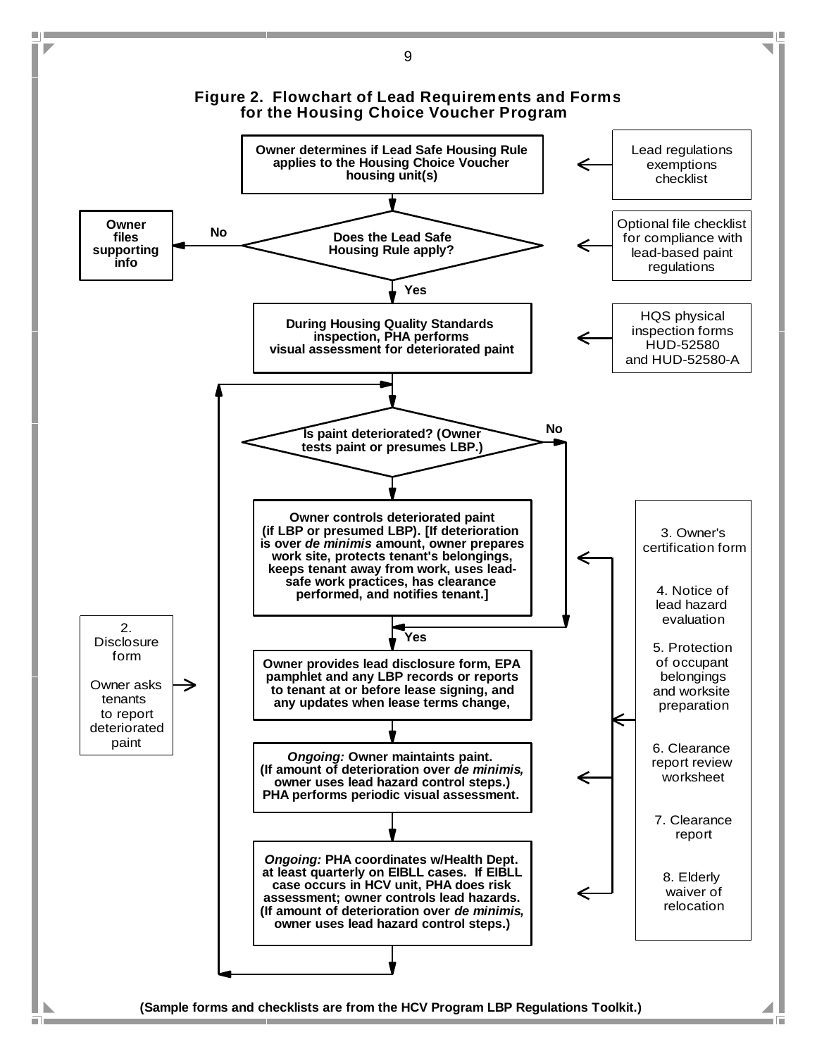## Figure 2. Flowchart of Lead Requirements and Forms for the Housing Choice Voucher Program

**Owner determines if Lead Safe Housing Rule applies to the Housing Choice Voucher housing unit(s)**

← Lead regulations exemptions checklist

**Does the Lead Safe Housing Rule apply?**

← Optional file checklist for compliance with lead-based paint regulations

- **No** → **Owner files supporting info**
- **Yes** ↓

**During Housing Quality Standards inspection, PHA performs visual assessment for deteriorated paint**

← HQS physical inspection forms HUD-52580 and HUD-52580-A

**Is paint deteriorated? (Owner tests paint or presumes LBP.)**

- **No** → skip to disclosure step
- **Yes** ↓

**Owner controls deteriorated paint (if LBP or presumed LBP). [If deterioration is over *de minimis* amount, owner prepares work site, protects tenant's belongings, keeps tenant away from work, uses lead-safe work practices, has clearance performed, and notifies tenant.]**

**Owner provides lead disclosure form, EPA pamphlet and any LBP records or reports to tenant at or before lease signing, and any updates when lease terms change,**

← 2. Disclosure form

Owner asks tenants to report deteriorated paint

***Ongoing:* Owner maintaints paint. (If amount of deterioration over *de minimis,* owner uses lead hazard control steps.) PHA performs periodic visual assessment.**

***Ongoing:* PHA coordinates w/Health Dept. at least quarterly on EIBLL cases. If EIBLL case occurs in HCV unit, PHA does risk assessment; owner controls lead hazards. (If amount of deterioration over *de minimis,* owner uses lead hazard control steps.)**

(Loop returns to "Is paint deteriorated?")

Forms applicable to owner control, disclosure, and ongoing steps:

3. Owner's certification form

4. Notice of lead hazard evaluation

5. Protection of occupant belongings and worksite preparation

6. Clearance report review worksheet

7. Clearance report

8. Elderly waiver of relocation

**(Sample forms and checklists are from the HCV Program LBP Regulations Toolkit.)**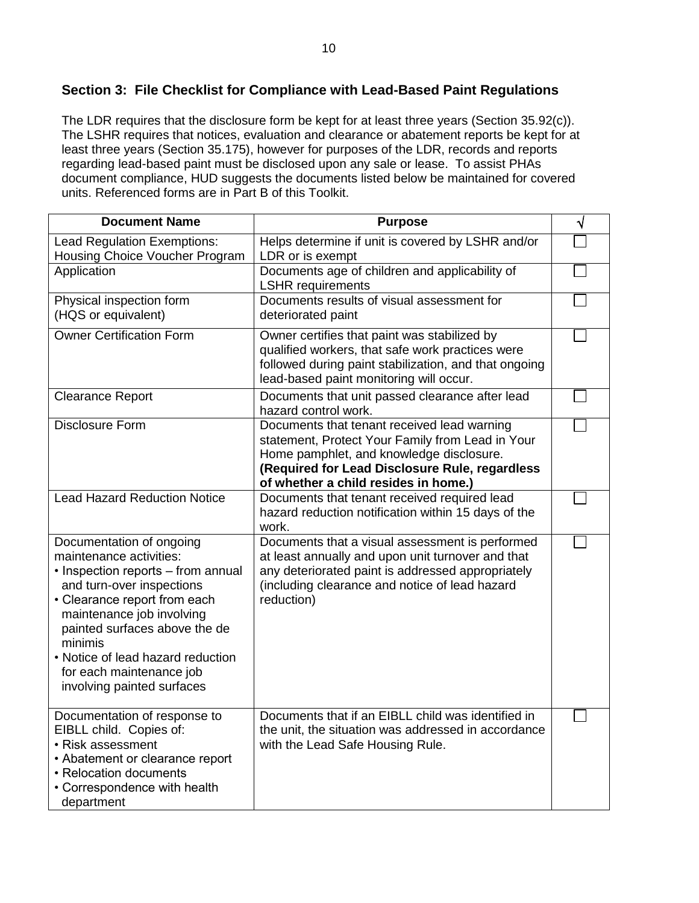## Section 3: File Checklist for Compliance with Lead-Based Paint Regulations

The LDR requires that the disclosure form be kept for at least three years (Section 35.92(c)). The LSHR requires that notices, evaluation and clearance or abatement reports be kept for at least three years (Section 35.175), however for purposes of the LDR, records and reports regarding lead-based paint must be disclosed upon any sale or lease. To assist PHAs document compliance, HUD suggests the documents listed below be maintained for covered units. Referenced forms are in Part B of this Toolkit.

| Document Name | Purpose | √ |
|---|---|---|
| Lead Regulation Exemptions: Housing Choice Voucher Program | Helps determine if unit is covered by LSHR and/or LDR or is exempt | ☐ |
| Application | Documents age of children and applicability of LSHR requirements | ☐ |
| Physical inspection form (HQS or equivalent) | Documents results of visual assessment for deteriorated paint | ☐ |
| Owner Certification Form | Owner certifies that paint was stabilized by qualified workers, that safe work practices were followed during paint stabilization, and that ongoing lead-based paint monitoring will occur. | ☐ |
| Clearance Report | Documents that unit passed clearance after lead hazard control work. | ☐ |
| Disclosure Form | Documents that tenant received lead warning statement, Protect Your Family from Lead in Your Home pamphlet, and knowledge disclosure. **(Required for Lead Disclosure Rule, regardless of whether a child resides in home.)** | ☐ |
| Lead Hazard Reduction Notice | Documents that tenant received required lead hazard reduction notification within 15 days of the work. | ☐ |
| Documentation of ongoing maintenance activities:<br>• Inspection reports – from annual and turn-over inspections<br>• Clearance report from each maintenance job involving painted surfaces above the de minimis<br>• Notice of lead hazard reduction for each maintenance job involving painted surfaces | Documents that a visual assessment is performed at least annually and upon unit turnover and that any deteriorated paint is addressed appropriately (including clearance and notice of lead hazard reduction) | ☐ |
| Documentation of response to EIBLL child. Copies of:<br>• Risk assessment<br>• Abatement or clearance report<br>• Relocation documents<br>• Correspondence with health department | Documents that if an EIBLL child was identified in the unit, the situation was addressed in accordance with the Lead Safe Housing Rule. | ☐ |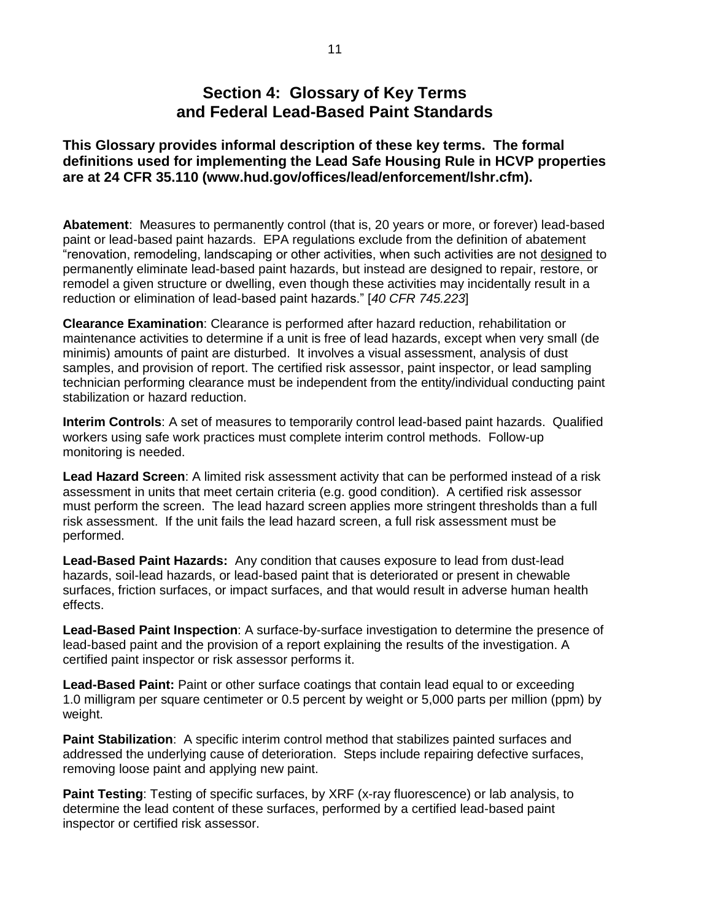# Section 4: Glossary of Key Terms and Federal Lead-Based Paint Standards

**This Glossary provides informal description of these key terms. The formal definitions used for implementing the Lead Safe Housing Rule in HCVP properties are at 24 CFR 35.110 (www.hud.gov/offices/lead/enforcement/lshr.cfm).**

**Abatement**: Measures to permanently control (that is, 20 years or more, or forever) lead-based paint or lead-based paint hazards. EPA regulations exclude from the definition of abatement "renovation, remodeling, landscaping or other activities, when such activities are not designed to permanently eliminate lead-based paint hazards, but instead are designed to repair, restore, or remodel a given structure or dwelling, even though these activities may incidentally result in a reduction or elimination of lead-based paint hazards." [*40 CFR 745.223*]

**Clearance Examination**: Clearance is performed after hazard reduction, rehabilitation or maintenance activities to determine if a unit is free of lead hazards, except when very small (de minimis) amounts of paint are disturbed. It involves a visual assessment, analysis of dust samples, and provision of report. The certified risk assessor, paint inspector, or lead sampling technician performing clearance must be independent from the entity/individual conducting paint stabilization or hazard reduction.

**Interim Controls**: A set of measures to temporarily control lead-based paint hazards. Qualified workers using safe work practices must complete interim control methods. Follow-up monitoring is needed.

**Lead Hazard Screen**: A limited risk assessment activity that can be performed instead of a risk assessment in units that meet certain criteria (e.g. good condition). A certified risk assessor must perform the screen. The lead hazard screen applies more stringent thresholds than a full risk assessment. If the unit fails the lead hazard screen, a full risk assessment must be performed.

**Lead-Based Paint Hazards:** Any condition that causes exposure to lead from dust-lead hazards, soil-lead hazards, or lead-based paint that is deteriorated or present in chewable surfaces, friction surfaces, or impact surfaces, and that would result in adverse human health effects.

**Lead-Based Paint Inspection**: A surface-by-surface investigation to determine the presence of lead-based paint and the provision of a report explaining the results of the investigation. A certified paint inspector or risk assessor performs it.

**Lead-Based Paint:** Paint or other surface coatings that contain lead equal to or exceeding 1.0 milligram per square centimeter or 0.5 percent by weight or 5,000 parts per million (ppm) by weight.

**Paint Stabilization**: A specific interim control method that stabilizes painted surfaces and addressed the underlying cause of deterioration. Steps include repairing defective surfaces, removing loose paint and applying new paint.

**Paint Testing**: Testing of specific surfaces, by XRF (x-ray fluorescence) or lab analysis, to determine the lead content of these surfaces, performed by a certified lead-based paint inspector or certified risk assessor.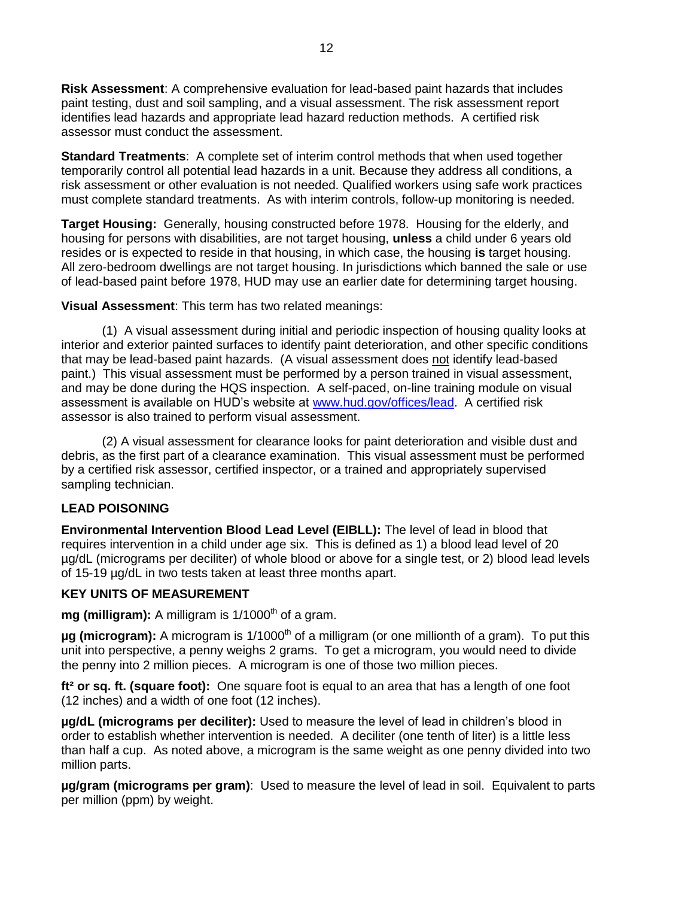**Risk Assessment**: A comprehensive evaluation for lead-based paint hazards that includes paint testing, dust and soil sampling, and a visual assessment. The risk assessment report identifies lead hazards and appropriate lead hazard reduction methods. A certified risk assessor must conduct the assessment.

**Standard Treatments**: A complete set of interim control methods that when used together temporarily control all potential lead hazards in a unit. Because they address all conditions, a risk assessment or other evaluation is not needed. Qualified workers using safe work practices must complete standard treatments. As with interim controls, follow-up monitoring is needed.

**Target Housing:** Generally, housing constructed before 1978. Housing for the elderly, and housing for persons with disabilities, are not target housing, **unless** a child under 6 years old resides or is expected to reside in that housing, in which case, the housing **is** target housing. All zero-bedroom dwellings are not target housing. In jurisdictions which banned the sale or use of lead-based paint before 1978, HUD may use an earlier date for determining target housing.

**Visual Assessment**: This term has two related meanings:

(1) A visual assessment during initial and periodic inspection of housing quality looks at interior and exterior painted surfaces to identify paint deterioration, and other specific conditions that may be lead-based paint hazards. (A visual assessment does not identify lead-based paint.) This visual assessment must be performed by a person trained in visual assessment, and may be done during the HQS inspection. A self-paced, on-line training module on visual assessment is available on HUD's website at [www.hud.gov/offices/lead](http://www.hud.gov/offices/lead). A certified risk assessor is also trained to perform visual assessment.

(2) A visual assessment for clearance looks for paint deterioration and visible dust and debris, as the first part of a clearance examination. This visual assessment must be performed by a certified risk assessor, certified inspector, or a trained and appropriately supervised sampling technician.

## LEAD POISONING

**Environmental Intervention Blood Lead Level (EIBLL):** The level of lead in blood that requires intervention in a child under age six. This is defined as 1) a blood lead level of 20 µg/dL (micrograms per deciliter) of whole blood or above for a single test, or 2) blood lead levels of 15-19 µg/dL in two tests taken at least three months apart.

## KEY UNITS OF MEASUREMENT

**mg (milligram):** A milligram is 1/1000th of a gram.

**µg (microgram):** A microgram is 1/1000th of a milligram (or one millionth of a gram). To put this unit into perspective, a penny weighs 2 grams. To get a microgram, you would need to divide the penny into 2 million pieces. A microgram is one of those two million pieces.

**ft² or sq. ft. (square foot):** One square foot is equal to an area that has a length of one foot (12 inches) and a width of one foot (12 inches).

**µg/dL (micrograms per deciliter):** Used to measure the level of lead in children's blood in order to establish whether intervention is needed. A deciliter (one tenth of liter) is a little less than half a cup. As noted above, a microgram is the same weight as one penny divided into two million parts.

**µg/gram (micrograms per gram)**: Used to measure the level of lead in soil. Equivalent to parts per million (ppm) by weight.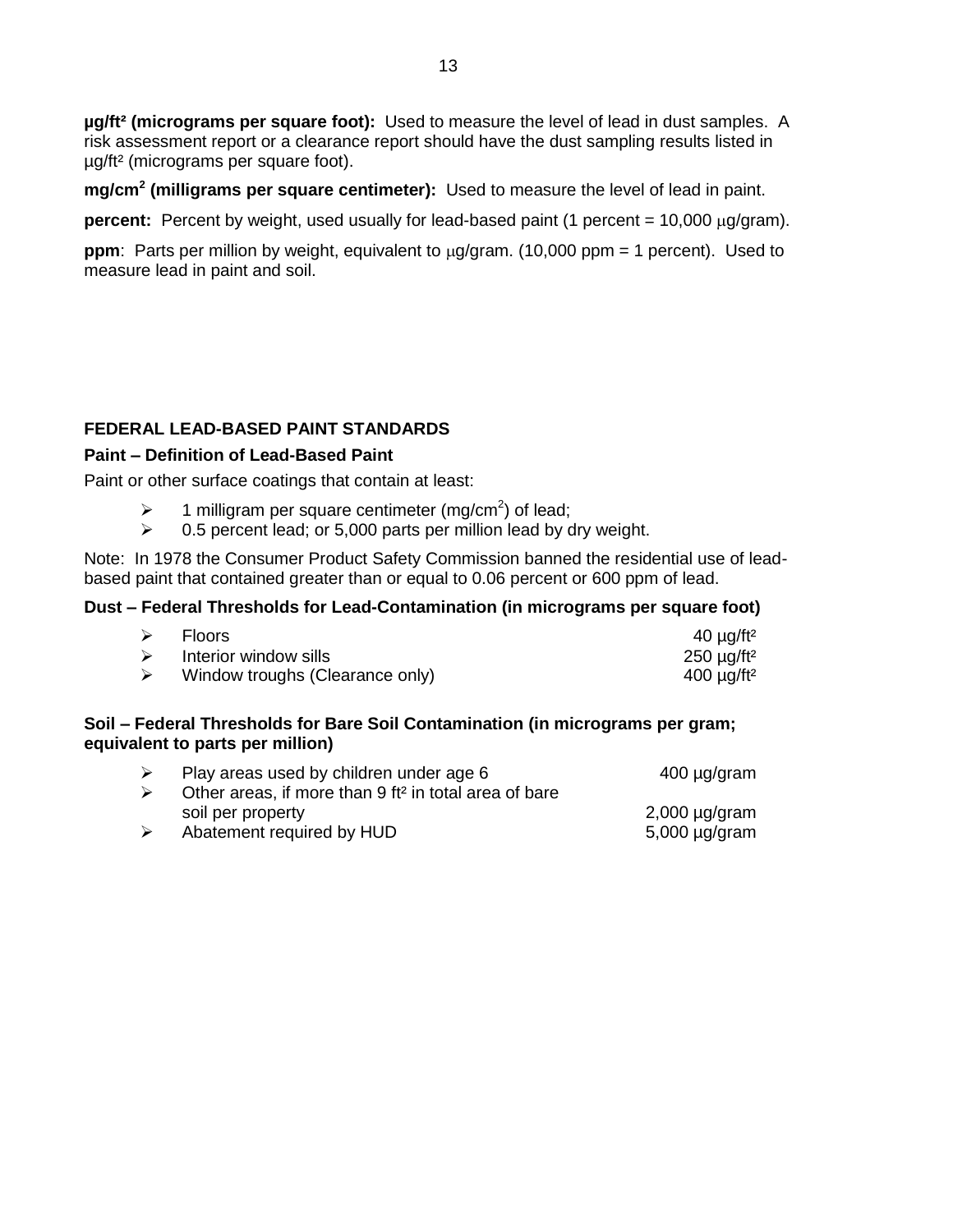**µg/ft² (micrograms per square foot):** Used to measure the level of lead in dust samples. A risk assessment report or a clearance report should have the dust sampling results listed in µg/ft² (micrograms per square foot).

**mg/cm² (milligrams per square centimeter):** Used to measure the level of lead in paint.

**percent:** Percent by weight, used usually for lead-based paint (1 percent = 10,000 µg/gram).

**ppm**: Parts per million by weight, equivalent to µg/gram. (10,000 ppm = 1 percent). Used to measure lead in paint and soil.

## FEDERAL LEAD-BASED PAINT STANDARDS

### Paint – Definition of Lead-Based Paint

Paint or other surface coatings that contain at least:

- 1 milligram per square centimeter (mg/cm²) of lead;
- 0.5 percent lead; or 5,000 parts per million lead by dry weight.

Note: In 1978 the Consumer Product Safety Commission banned the residential use of lead-based paint that contained greater than or equal to 0.06 percent or 600 ppm of lead.

### Dust – Federal Thresholds for Lead-Contamination (in micrograms per square foot)

| | |
|---|---|
| Floors | 40 µg/ft² |
| Interior window sills | 250 µg/ft² |
| Window troughs (Clearance only) | 400 µg/ft² |

### Soil – Federal Thresholds for Bare Soil Contamination (in micrograms per gram; equivalent to parts per million)

| | |
|---|---|
| Play areas used by children under age 6 | 400 µg/gram |
| Other areas, if more than 9 ft² in total area of bare soil per property | 2,000 µg/gram |
| Abatement required by HUD | 5,000 µg/gram |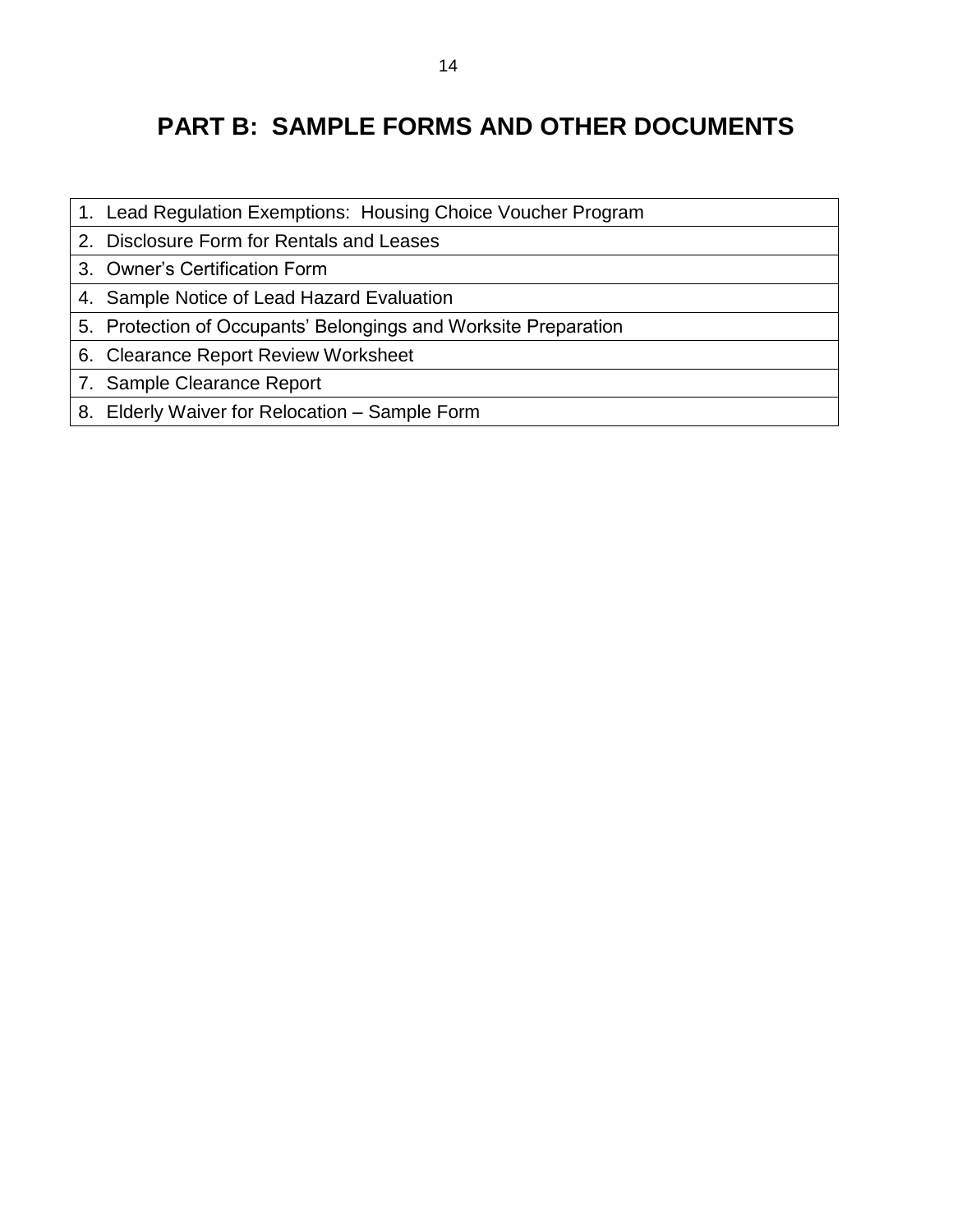# PART B: SAMPLE FORMS AND OTHER DOCUMENTS

| |
|---|
| 1. Lead Regulation Exemptions: Housing Choice Voucher Program |
| 2. Disclosure Form for Rentals and Leases |
| 3. Owner's Certification Form |
| 4. Sample Notice of Lead Hazard Evaluation |
| 5. Protection of Occupants' Belongings and Worksite Preparation |
| 6. Clearance Report Review Worksheet |
| 7. Sample Clearance Report |
| 8. Elderly Waiver for Relocation – Sample Form |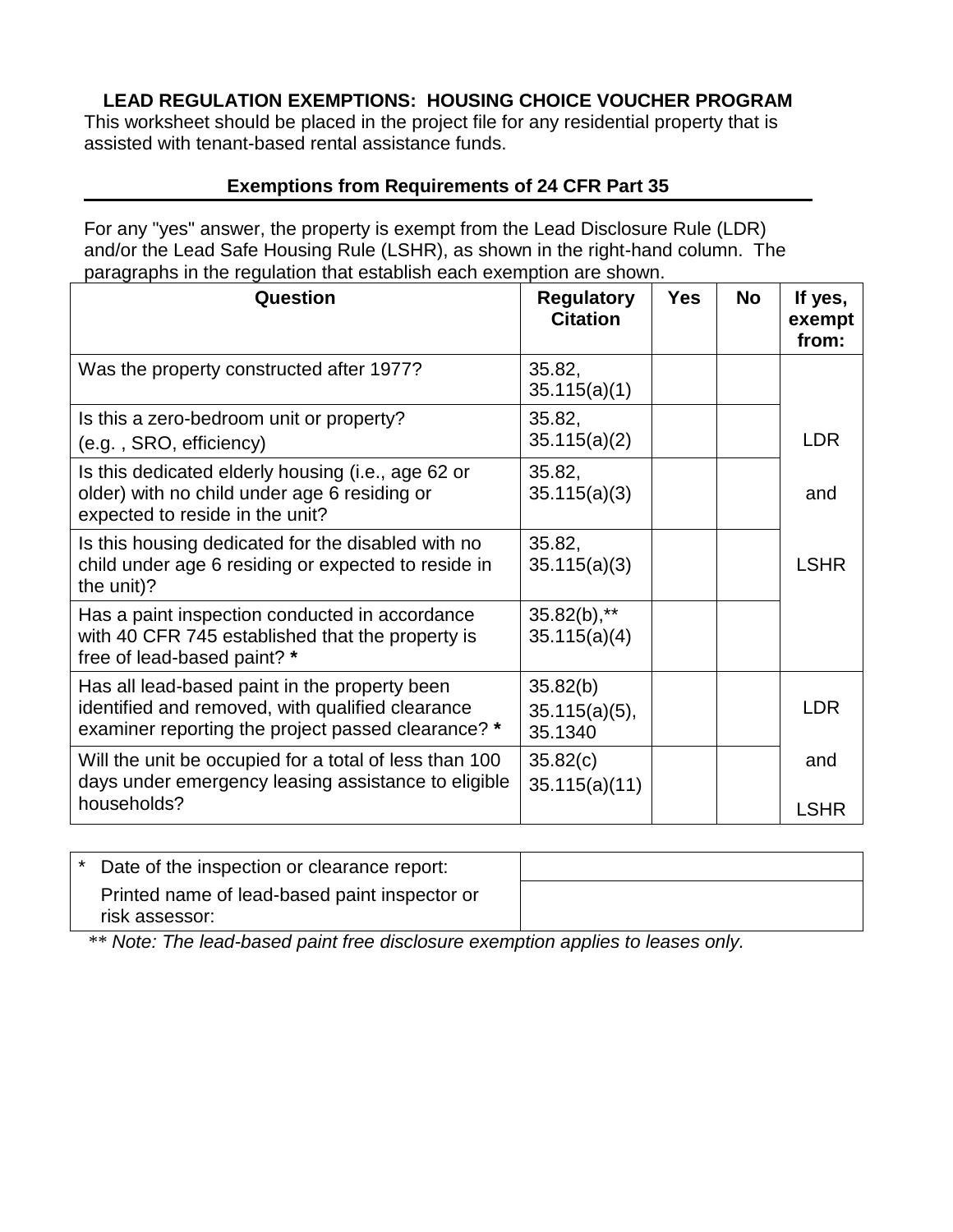**LEAD REGULATION EXEMPTIONS: HOUSING CHOICE VOUCHER PROGRAM**

This worksheet should be placed in the project file for any residential property that is assisted with tenant-based rental assistance funds.

**Exemptions from Requirements of 24 CFR Part 35**

For any "yes" answer, the property is exempt from the Lead Disclosure Rule (LDR) and/or the Lead Safe Housing Rule (LSHR), as shown in the right-hand column. The paragraphs in the regulation that establish each exemption are shown.

| Question | Regulatory Citation | Yes | No | If yes, exempt from: |
|---|---|---|---|---|
| Was the property constructed after 1977? | 35.82, 35.115(a)(1) | | | LDR and LSHR |
| Is this a zero-bedroom unit or property? (e.g. , SRO, efficiency) | 35.82, 35.115(a)(2) | | | |
| Is this dedicated elderly housing (i.e., age 62 or older) with no child under age 6 residing or expected to reside in the unit? | 35.82, 35.115(a)(3) | | | |
| Is this housing dedicated for the disabled with no child under age 6 residing or expected to reside in the unit)? | 35.82, 35.115(a)(3) | | | |
| Has a paint inspection conducted in accordance with 40 CFR 745 established that the property is free of lead-based paint? **\*** | 35.82(b),** 35.115(a)(4) | | | |
| Has all lead-based paint in the property been identified and removed, with qualified clearance examiner reporting the project passed clearance? **\*** | 35.82(b) 35.115(a)(5), 35.1340 | | | LDR and LSHR |
| Will the unit be occupied for a total of less than 100 days under emergency leasing assistance to eligible households? | 35.82(c) 35.115(a)(11) | | | |

| | |
|---|---|
| * Date of the inspection or clearance report: | |
| Printed name of lead-based paint inspector or risk assessor: | |

*\*\* Note: The lead-based paint free disclosure exemption applies to leases only.*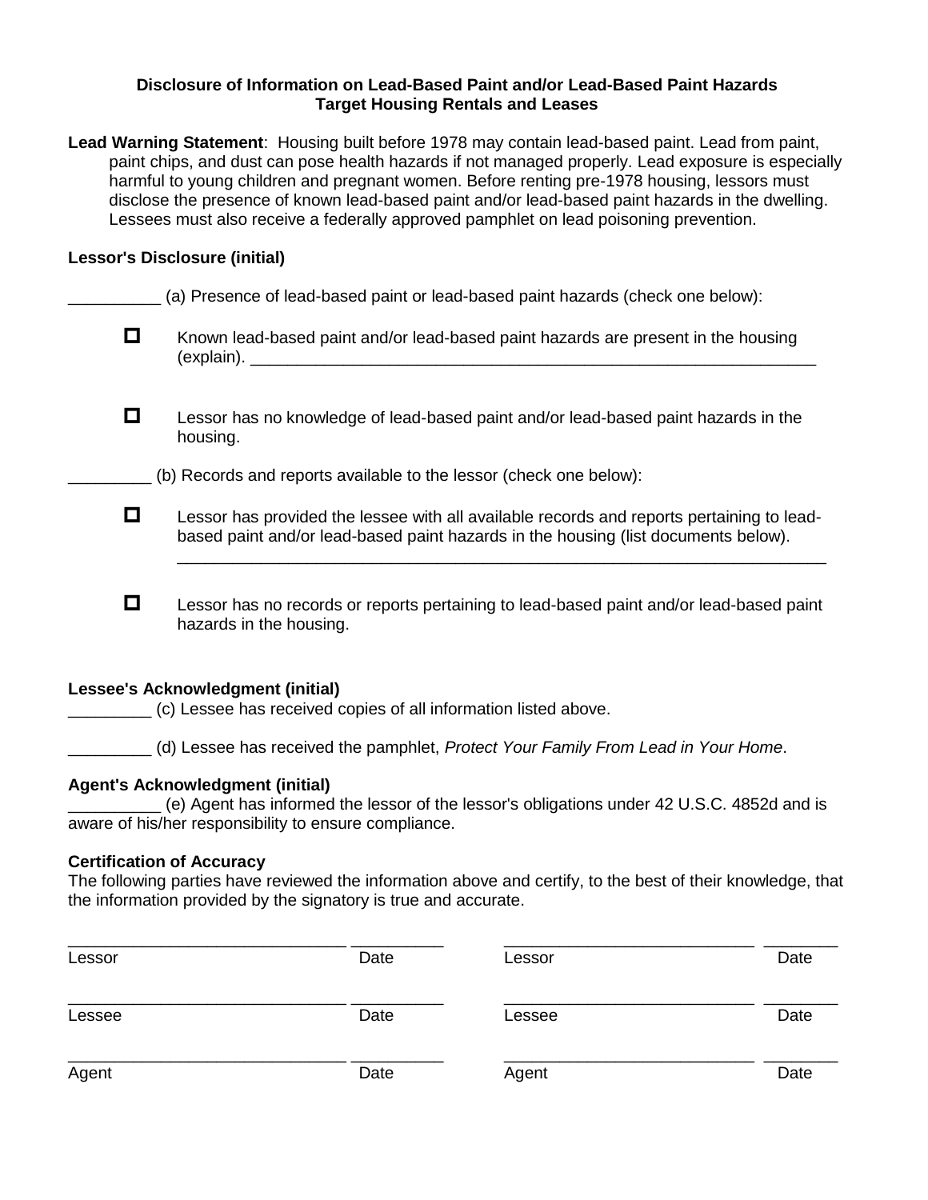**Disclosure of Information on Lead-Based Paint and/or Lead-Based Paint Hazards**
**Target Housing Rentals and Leases**

**Lead Warning Statement**: Housing built before 1978 may contain lead-based paint. Lead from paint, paint chips, and dust can pose health hazards if not managed properly. Lead exposure is especially harmful to young children and pregnant women. Before renting pre-1978 housing, lessors must disclose the presence of known lead-based paint and/or lead-based paint hazards in the dwelling. Lessees must also receive a federally approved pamphlet on lead poisoning prevention.

**Lessor's Disclosure (initial)**

__________ (a) Presence of lead-based paint or lead-based paint hazards (check one below):

- ☐ Known lead-based paint and/or lead-based paint hazards are present in the housing (explain). ________________________________________________________________

- ☐ Lessor has no knowledge of lead-based paint and/or lead-based paint hazards in the housing.

_________ (b) Records and reports available to the lessor (check one below):

- ☐ Lessor has provided the lessee with all available records and reports pertaining to lead-based paint and/or lead-based paint hazards in the housing (list documents below). ________________________________________________________________________

- ☐ Lessor has no records or reports pertaining to lead-based paint and/or lead-based paint hazards in the housing.

**Lessee's Acknowledgment (initial)**

_________ (c) Lessee has received copies of all information listed above.

_________ (d) Lessee has received the pamphlet, *Protect Your Family From Lead in Your Home*.

**Agent's Acknowledgment (initial)**

__________ (e) Agent has informed the lessor of the lessor's obligations under 42 U.S.C. 4852d and is aware of his/her responsibility to ensure compliance.

**Certification of Accuracy**

The following parties have reviewed the information above and certify, to the best of their knowledge, that the information provided by the signatory is true and accurate.

______________________________ __________ ____________________________ ________
Lessor Date Lessor Date

______________________________ __________ ____________________________ ________
Lessee Date Lessee Date

______________________________ __________ ____________________________ ________
Agent Date Agent Date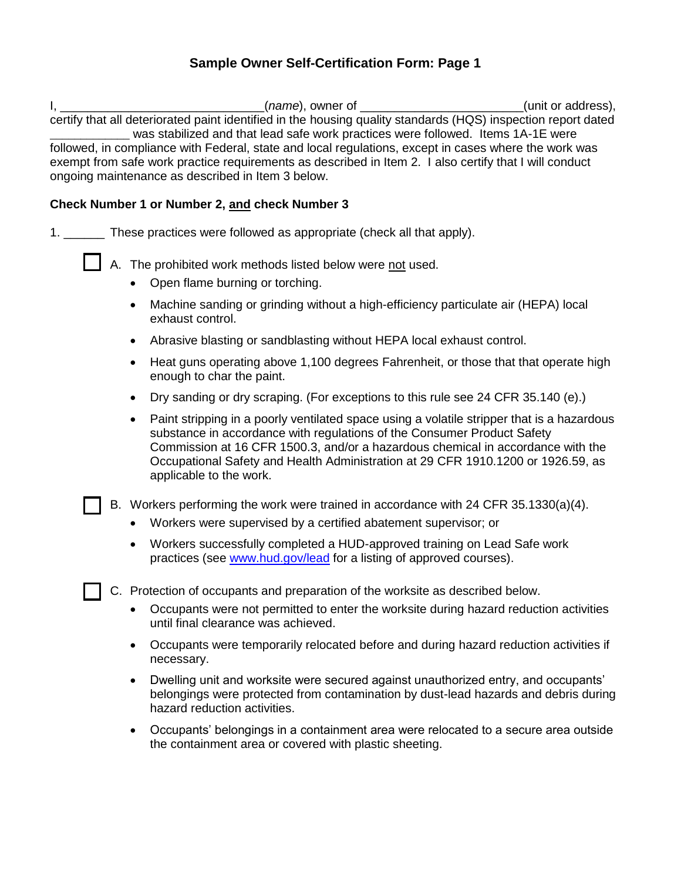## Sample Owner Self-Certification Form: Page 1

I, ______________________________(*name*), owner of ________________________(unit or address), certify that all deteriorated paint identified in the housing quality standards (HQS) inspection report dated ____________ was stabilized and that lead safe work practices were followed. Items 1A-1E were followed, in compliance with Federal, state and local regulations, except in cases where the work was exempt from safe work practice requirements as described in Item 2. I also certify that I will conduct ongoing maintenance as described in Item 3 below.

**Check Number 1 or Number 2, <u>and</u> check Number 3**

1. ______ These practices were followed as appropriate (check all that apply).

☐ A. The prohibited work methods listed below were <u>not</u> used.

- Open flame burning or torching.
- Machine sanding or grinding without a high-efficiency particulate air (HEPA) local exhaust control.
- Abrasive blasting or sandblasting without HEPA local exhaust control.
- Heat guns operating above 1,100 degrees Fahrenheit, or those that that operate high enough to char the paint.
- Dry sanding or dry scraping. (For exceptions to this rule see 24 CFR 35.140 (e).)
- Paint stripping in a poorly ventilated space using a volatile stripper that is a hazardous substance in accordance with regulations of the Consumer Product Safety Commission at 16 CFR 1500.3, and/or a hazardous chemical in accordance with the Occupational Safety and Health Administration at 29 CFR 1910.1200 or 1926.59, as applicable to the work.

☐ B. Workers performing the work were trained in accordance with 24 CFR 35.1330(a)(4).

- Workers were supervised by a certified abatement supervisor; or
- Workers successfully completed a HUD-approved training on Lead Safe work practices (see www.hud.gov/lead for a listing of approved courses).

☐ C. Protection of occupants and preparation of the worksite as described below.

- Occupants were not permitted to enter the worksite during hazard reduction activities until final clearance was achieved.
- Occupants were temporarily relocated before and during hazard reduction activities if necessary.
- Dwelling unit and worksite were secured against unauthorized entry, and occupants' belongings were protected from contamination by dust-lead hazards and debris during hazard reduction activities.
- Occupants' belongings in a containment area were relocated to a secure area outside the containment area or covered with plastic sheeting.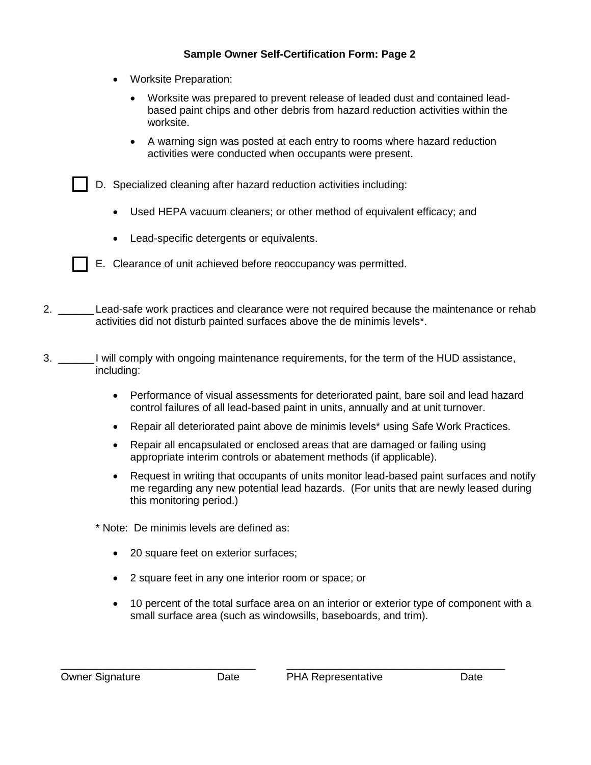**Sample Owner Self-Certification Form: Page 2**

- Worksite Preparation:
  - Worksite was prepared to prevent release of leaded dust and contained lead-based paint chips and other debris from hazard reduction activities within the worksite.
  - A warning sign was posted at each entry to rooms where hazard reduction activities were conducted when occupants were present.

☐ D. Specialized cleaning after hazard reduction activities including:

- Used HEPA vacuum cleaners; or other method of equivalent efficacy; and
- Lead-specific detergents or equivalents.

☐ E. Clearance of unit achieved before reoccupancy was permitted.

2. ______ Lead-safe work practices and clearance were not required because the maintenance or rehab activities did not disturb painted surfaces above the de minimis levels*.

3. ______ I will comply with ongoing maintenance requirements, for the term of the HUD assistance, including:

   - Performance of visual assessments for deteriorated paint, bare soil and lead hazard control failures of all lead-based paint in units, annually and at unit turnover.
   - Repair all deteriorated paint above de minimis levels* using Safe Work Practices.
   - Repair all encapsulated or enclosed areas that are damaged or failing using appropriate interim controls or abatement methods (if applicable).
   - Request in writing that occupants of units monitor lead-based paint surfaces and notify me regarding any new potential lead hazards. (For units that are newly leased during this monitoring period.)

   * Note: De minimis levels are defined as:

   - 20 square feet on exterior surfaces;
   - 2 square feet in any one interior room or space; or
   - 10 percent of the total surface area on an interior or exterior type of component with a small surface area (such as windowsills, baseboards, and trim).

_________________________________ ____________________________________

Owner Signature Date PHA Representative Date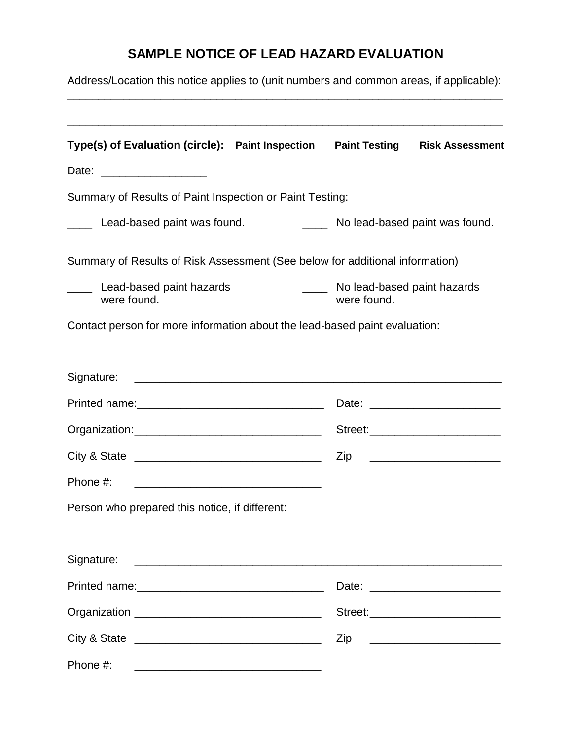# SAMPLE NOTICE OF LEAD HAZARD EVALUATION

Address/Location this notice applies to (unit numbers and common areas, if applicable):
______________________________________________________________________

______________________________________________________________________

**Type(s) of Evaluation (circle): Paint Inspection Paint Testing Risk Assessment**

Date: _________________

Summary of Results of Paint Inspection or Paint Testing:

____ Lead-based paint was found. ____ No lead-based paint was found.

Summary of Results of Risk Assessment (See below for additional information)

____ Lead-based paint hazards were found. ____ No lead-based paint hazards were found.

Contact person for more information about the lead-based paint evaluation:

Signature: ____________________________________________________________

Printed name:______________________________ Date: _____________________

Organization:______________________________ Street:_____________________

City & State ______________________________ Zip _____________________

Phone #: ______________________________

Person who prepared this notice, if different:

Signature: ____________________________________________________________

Printed name:______________________________ Date: _____________________

Organization ______________________________ Street:_____________________

City & State ______________________________ Zip _____________________

Phone #: ______________________________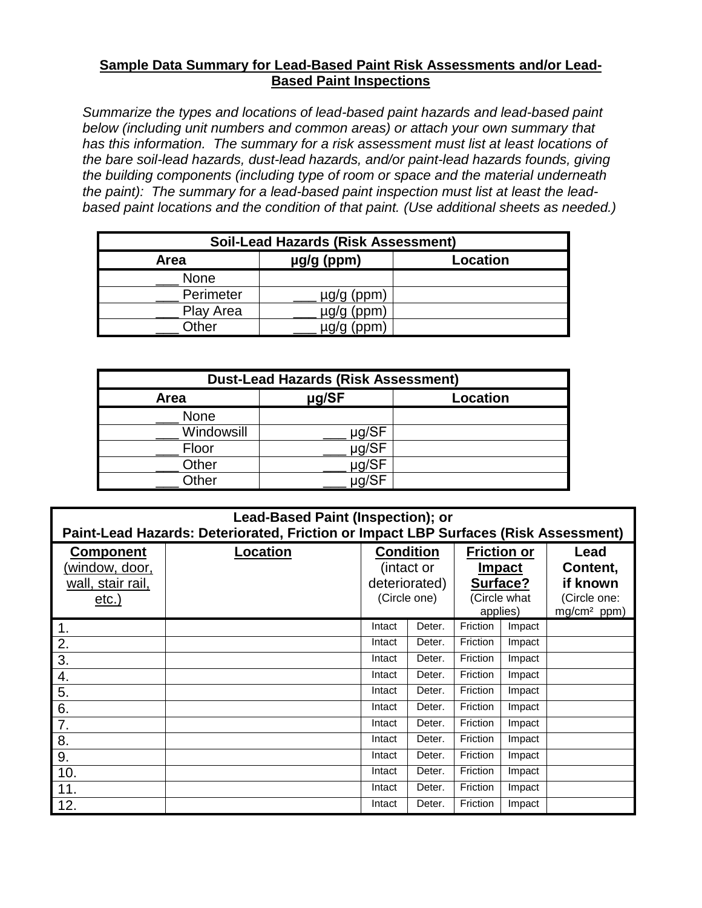## **Sample Data Summary for Lead-Based Paint Risk Assessments and/or Lead-Based Paint Inspections**

*Summarize the types and locations of lead-based paint hazards and lead-based paint below (including unit numbers and common areas) or attach your own summary that has this information. The summary for a risk assessment must list at least locations of the bare soil-lead hazards, dust-lead hazards, and/or paint-lead hazards founds, giving the building components (including type of room or space and the material underneath the paint): The summary for a lead-based paint inspection must list at least the lead-based paint locations and the condition of that paint. (Use additional sheets as needed.)*

| Soil-Lead Hazards (Risk Assessment) | | |
|---|---|---|
| **Area** | **µg/g (ppm)** | **Location** |
| ___ None | | |
| ___ Perimeter | ___ µg/g (ppm) | |
| ___ Play Area | ___ µg/g (ppm) | |
| ___ Other | ___ µg/g (ppm) | |

| Dust-Lead Hazards (Risk Assessment) | | |
|---|---|---|
| **Area** | **µg/SF** | **Location** |
| ___ None | | |
| ___ Windowsill | ___ µg/SF | |
| ___ Floor | ___ µg/SF | |
| ___ Other | ___ µg/SF | |
| ___ Other | ___ µg/SF | |

| Lead-Based Paint (Inspection); or Paint-Lead Hazards: Deteriorated, Friction or Impact LBP Surfaces (Risk Assessment) | | | | | | |
|---|---|---|---|---|---|---|
| **Component** (window, door, wall, stair rail, etc.) | **Location** | **Condition** (intact or deteriorated) (Circle one) | | **Friction or Impact Surface?** (Circle what applies) | | **Lead Content, if known** (Circle one: mg/cm² ppm) |
| 1. | | Intact | Deter. | Friction | Impact | |
| 2. | | Intact | Deter. | Friction | Impact | |
| 3. | | Intact | Deter. | Friction | Impact | |
| 4. | | Intact | Deter. | Friction | Impact | |
| 5. | | Intact | Deter. | Friction | Impact | |
| 6. | | Intact | Deter. | Friction | Impact | |
| 7. | | Intact | Deter. | Friction | Impact | |
| 8. | | Intact | Deter. | Friction | Impact | |
| 9. | | Intact | Deter. | Friction | Impact | |
| 10. | | Intact | Deter. | Friction | Impact | |
| 11. | | Intact | Deter. | Friction | Impact | |
| 12. | | Intact | Deter. | Friction | Impact | |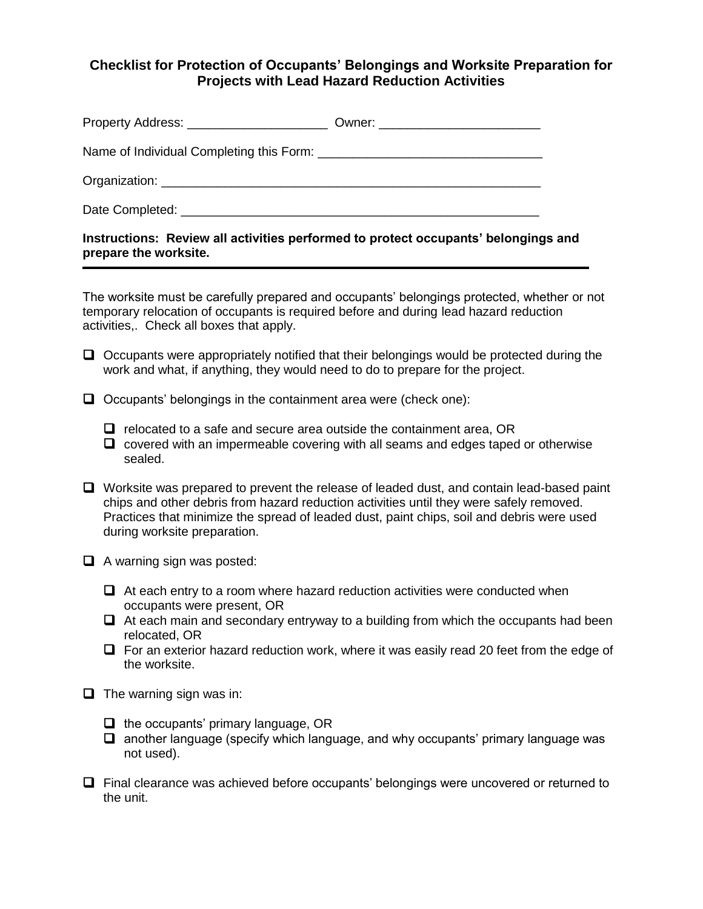## Checklist for Protection of Occupants' Belongings and Worksite Preparation for Projects with Lead Hazard Reduction Activities

Property Address: ____________________ Owner: ______________________

Name of Individual Completing this Form: ________________________________

Organization: ________________________________________________________

Date Completed: _____________________________________________________

**Instructions: Review all activities performed to protect occupants' belongings and prepare the worksite.**

---

The worksite must be carefully prepared and occupants' belongings protected, whether or not temporary relocation of occupants is required before and during lead hazard reduction activities,. Check all boxes that apply.

- ☐ Occupants were appropriately notified that their belongings would be protected during the work and what, if anything, they would need to do to prepare for the project.
- ☐ Occupants' belongings in the containment area were (check one):
  - ☐ relocated to a safe and secure area outside the containment area, OR
  - ☐ covered with an impermeable covering with all seams and edges taped or otherwise sealed.
- ☐ Worksite was prepared to prevent the release of leaded dust, and contain lead-based paint chips and other debris from hazard reduction activities until they were safely removed. Practices that minimize the spread of leaded dust, paint chips, soil and debris were used during worksite preparation.
- ☐ A warning sign was posted:
  - ☐ At each entry to a room where hazard reduction activities were conducted when occupants were present, OR
  - ☐ At each main and secondary entryway to a building from which the occupants had been relocated, OR
  - ☐ For an exterior hazard reduction work, where it was easily read 20 feet from the edge of the worksite.
- ☐ The warning sign was in:
  - ☐ the occupants' primary language, OR
  - ☐ another language (specify which language, and why occupants' primary language was not used).
- ☐ Final clearance was achieved before occupants' belongings were uncovered or returned to the unit.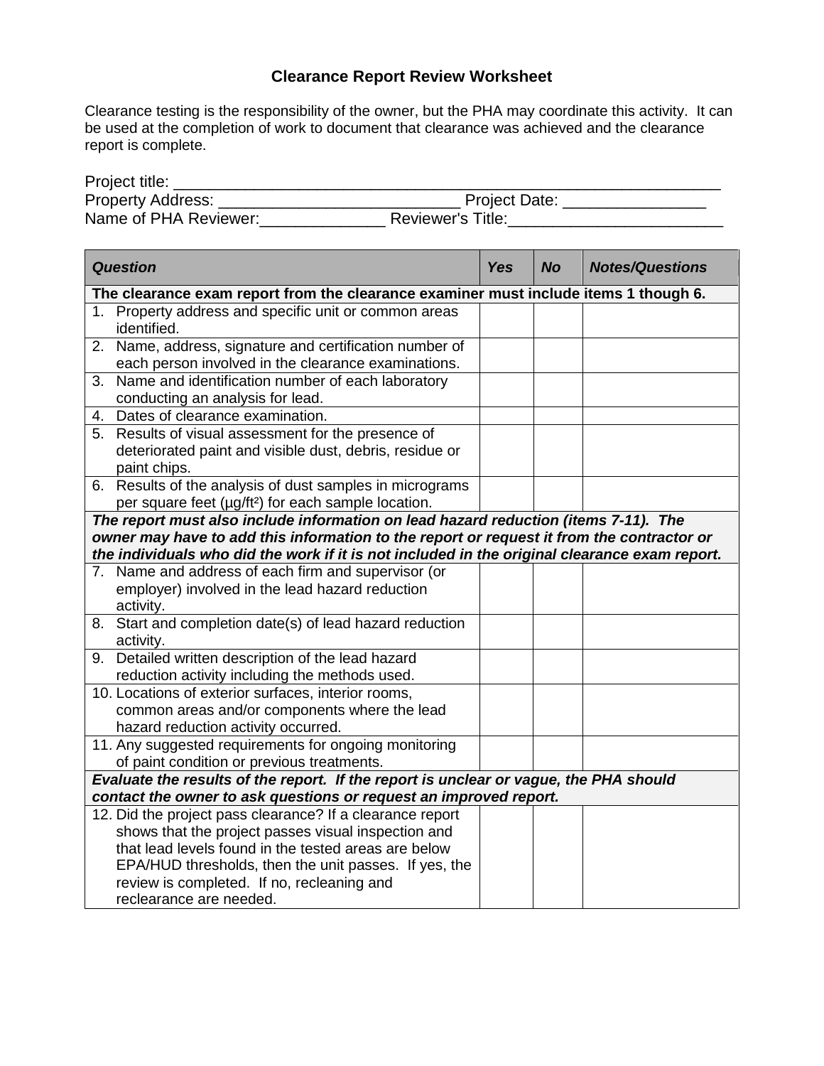# Clearance Report Review Worksheet

Clearance testing is the responsibility of the owner, but the PHA may coordinate this activity. It can be used at the completion of work to document that clearance was achieved and the clearance report is complete.

Project title: ___________________________________________________________

Property Address: ___________________________ Project Date: ________________

Name of PHA Reviewer:______________ Reviewer's Title:________________________

| ***Question*** | ***Yes*** | ***No*** | ***Notes/Questions*** |
|---|---|---|---|
| **The clearance exam report from the clearance examiner must include items 1 though 6.** | | | |
| 1. Property address and specific unit or common areas identified. | | | |
| 2. Name, address, signature and certification number of each person involved in the clearance examinations. | | | |
| 3. Name and identification number of each laboratory conducting an analysis for lead. | | | |
| 4. Dates of clearance examination. | | | |
| 5. Results of visual assessment for the presence of deteriorated paint and visible dust, debris, residue or paint chips. | | | |
| 6. Results of the analysis of dust samples in micrograms per square feet ($\mu g/ft^2$) for each sample location. | | | |
| ***The report must also include information on lead hazard reduction (items 7-11). The owner may have to add this information to the report or request it from the contractor or the individuals who did the work if it is not included in the original clearance exam report.*** | | | |
| 7. Name and address of each firm and supervisor (or employer) involved in the lead hazard reduction activity. | | | |
| 8. Start and completion date(s) of lead hazard reduction activity. | | | |
| 9. Detailed written description of the lead hazard reduction activity including the methods used. | | | |
| 10. Locations of exterior surfaces, interior rooms, common areas and/or components where the lead hazard reduction activity occurred. | | | |
| 11. Any suggested requirements for ongoing monitoring of paint condition or previous treatments. | | | |
| ***Evaluate the results of the report. If the report is unclear or vague, the PHA should contact the owner to ask questions or request an improved report.*** | | | |
| 12. Did the project pass clearance? If a clearance report shows that the project passes visual inspection and that lead levels found in the tested areas are below EPA/HUD thresholds, then the unit passes. If yes, the review is completed. If no, recleaning and reclearance are needed. | | | |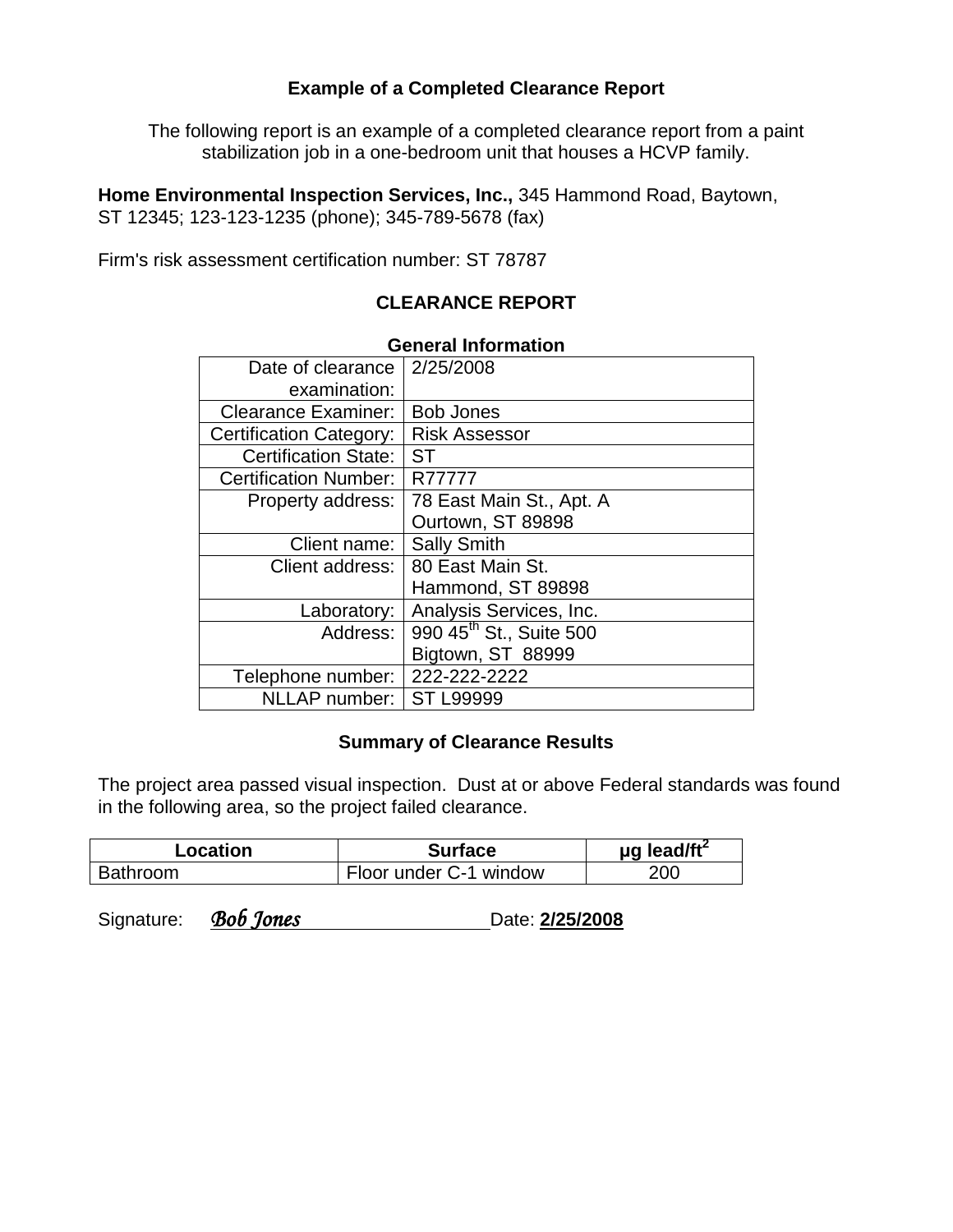### Example of a Completed Clearance Report

The following report is an example of a completed clearance report from a paint stabilization job in a one-bedroom unit that houses a HCVP family.

**Home Environmental Inspection Services, Inc.,** 345 Hammond Road, Baytown, ST 12345; 123-123-1235 (phone); 345-789-5678 (fax)

Firm's risk assessment certification number: ST 78787

## CLEARANCE REPORT

**General Information**

| | |
|---|---|
| Date of clearance examination: | 2/25/2008 |
| Clearance Examiner: | Bob Jones |
| Certification Category: | Risk Assessor |
| Certification State: | ST |
| Certification Number: | R77777 |
| Property address: | 78 East Main St., Apt. A Ourtown, ST 89898 |
| Client name: | Sally Smith |
| Client address: | 80 East Main St. Hammond, ST 89898 |
| Laboratory: | Analysis Services, Inc. |
| Address: | 990 45th St., Suite 500 Bigtown, ST 88999 |
| Telephone number: | 222-222-2222 |
| NLLAP number: | ST L99999 |

**Summary of Clearance Results**

The project area passed visual inspection. Dust at or above Federal standards was found in the following area, so the project failed clearance.

| Location | Surface | µg lead/$ft^2$ |
|---|---|---|
| Bathroom | Floor under C-1 window | 200 |

Signature: *Bob Jones* Date: **2/25/2008**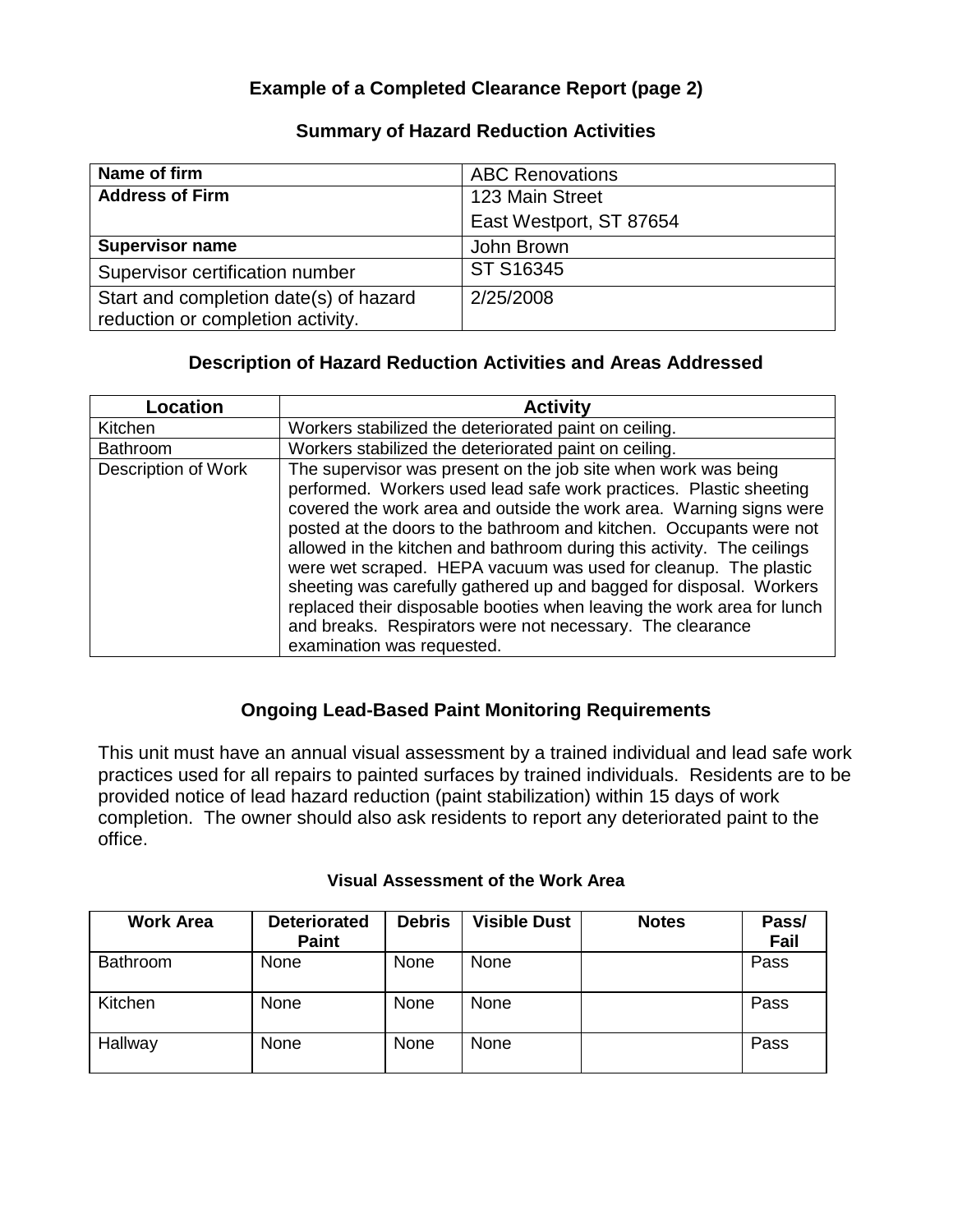## Example of a Completed Clearance Report (page 2)

### Summary of Hazard Reduction Activities

| | |
|---|---|
| **Name of firm** | ABC Renovations |
| **Address of Firm** | 123 Main Street<br>East Westport, ST 87654 |
| **Supervisor name** | John Brown |
| Supervisor certification number | ST S16345 |
| Start and completion date(s) of hazard reduction or completion activity. | 2/25/2008 |

### Description of Hazard Reduction Activities and Areas Addressed

| Location | Activity |
|---|---|
| Kitchen | Workers stabilized the deteriorated paint on ceiling. |
| Bathroom | Workers stabilized the deteriorated paint on ceiling. |
| Description of Work | The supervisor was present on the job site when work was being performed. Workers used lead safe work practices. Plastic sheeting covered the work area and outside the work area. Warning signs were posted at the doors to the bathroom and kitchen. Occupants were not allowed in the kitchen and bathroom during this activity. The ceilings were wet scraped. HEPA vacuum was used for cleanup. The plastic sheeting was carefully gathered up and bagged for disposal. Workers replaced their disposable booties when leaving the work area for lunch and breaks. Respirators were not necessary. The clearance examination was requested. |

### Ongoing Lead-Based Paint Monitoring Requirements

This unit must have an annual visual assessment by a trained individual and lead safe work practices used for all repairs to painted surfaces by trained individuals. Residents are to be provided notice of lead hazard reduction (paint stabilization) within 15 days of work completion. The owner should also ask residents to report any deteriorated paint to the office.

#### Visual Assessment of the Work Area

| Work Area | Deteriorated Paint | Debris | Visible Dust | Notes | Pass/ Fail |
|---|---|---|---|---|---|
| Bathroom | None | None | None | | Pass |
| Kitchen | None | None | None | | Pass |
| Hallway | None | None | None | | Pass |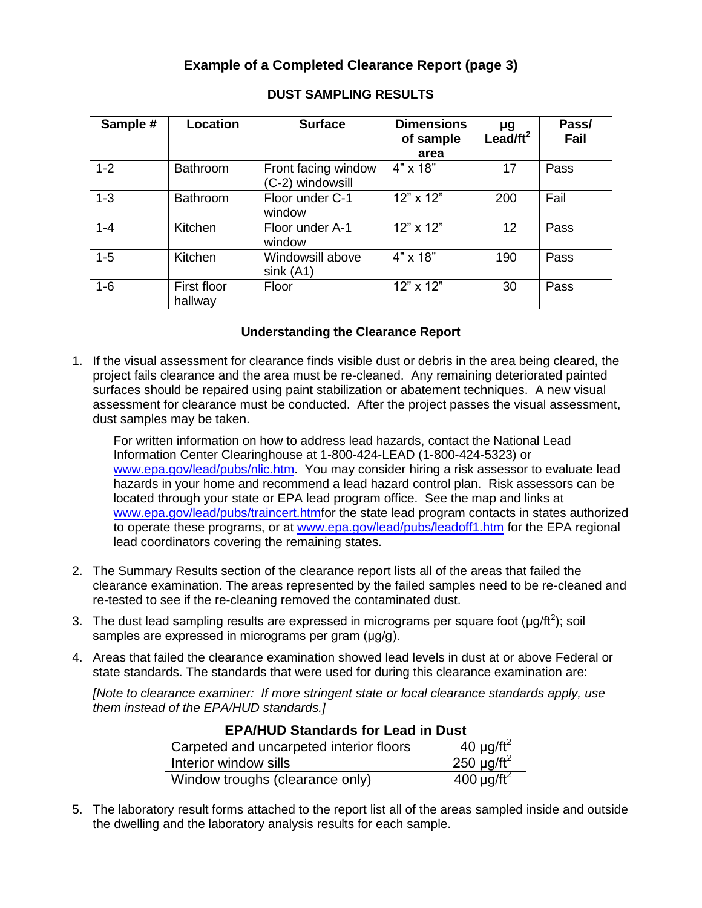# Example of a Completed Clearance Report (page 3)

## DUST SAMPLING RESULTS

| Sample # | Location | Surface | Dimensions of sample area | µg Lead/ft$^2$ | Pass/ Fail |
|---|---|---|---|---|---|
| 1-2 | Bathroom | Front facing window (C-2) windowsill | 4" x 18" | 17 | Pass |
| 1-3 | Bathroom | Floor under C-1 window | 12" x 12" | 200 | Fail |
| 1-4 | Kitchen | Floor under A-1 window | 12" x 12" | 12 | Pass |
| 1-5 | Kitchen | Windowsill above sink (A1) | 4" x 18" | 190 | Pass |
| 1-6 | First floor hallway | Floor | 12" x 12" | 30 | Pass |

### Understanding the Clearance Report

1. If the visual assessment for clearance finds visible dust or debris in the area being cleared, the project fails clearance and the area must be re-cleaned. Any remaining deteriorated painted surfaces should be repaired using paint stabilization or abatement techniques. A new visual assessment for clearance must be conducted. After the project passes the visual assessment, dust samples may be taken.

   For written information on how to address lead hazards, contact the National Lead Information Center Clearinghouse at 1-800-424-LEAD (1-800-424-5323) or www.epa.gov/lead/pubs/nlic.htm. You may consider hiring a risk assessor to evaluate lead hazards in your home and recommend a lead hazard control plan. Risk assessors can be located through your state or EPA lead program office. See the map and links at www.epa.gov/lead/pubs/traincert.htmfor the state lead program contacts in states authorized to operate these programs, or at www.epa.gov/lead/pubs/leadoff1.htm for the EPA regional lead coordinators covering the remaining states.

2. The Summary Results section of the clearance report lists all of the areas that failed the clearance examination. The areas represented by the failed samples need to be re-cleaned and re-tested to see if the re-cleaning removed the contaminated dust.

3. The dust lead sampling results are expressed in micrograms per square foot (µg/ft$^2$); soil samples are expressed in micrograms per gram (µg/g).

4. Areas that failed the clearance examination showed lead levels in dust at or above Federal or state standards. The standards that were used for during this clearance examination are:

   *[Note to clearance examiner: If more stringent state or local clearance standards apply, use them instead of the EPA/HUD standards.]*

   | EPA/HUD Standards for Lead in Dust | |
   |---|---|
   | Carpeted and uncarpeted interior floors | 40 µg/ft$^2$ |
   | Interior window sills | 250 µg/ft$^2$ |
   | Window troughs (clearance only) | 400 µg/ft$^2$ |

5. The laboratory result forms attached to the report list all of the areas sampled inside and outside the dwelling and the laboratory analysis results for each sample.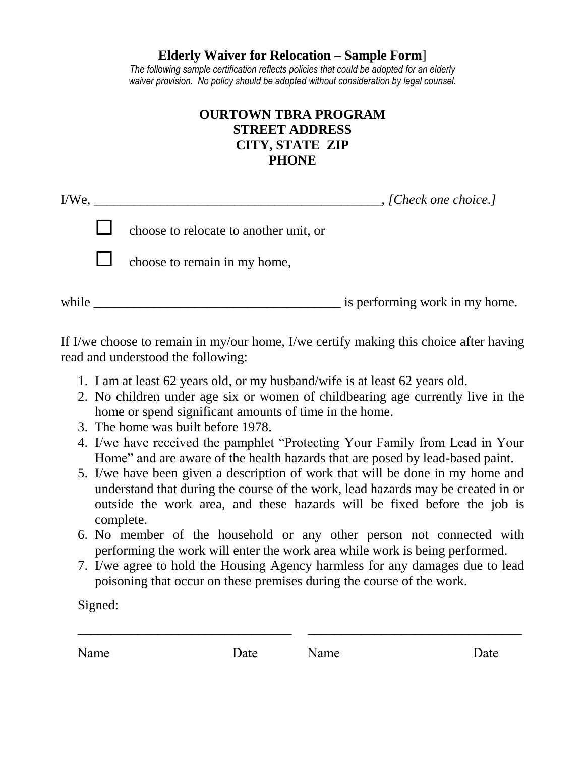**Elderly Waiver for Relocation – Sample Form**]

*The following sample certification reflects policies that could be adopted for an elderly waiver provision. No policy should be adopted without consideration by legal counsel.*

**OURTOWN TBRA PROGRAM**
**STREET ADDRESS**
**CITY, STATE ZIP**
**PHONE**

I/We, _____________________________________________, *[Check one choice.]*

☐ choose to relocate to another unit, or

☐ choose to remain in my home,

while _____________________________________ is performing work in my home.

If I/we choose to remain in my/our home, I/we certify making this choice after having read and understood the following:

1. I am at least 62 years old, or my husband/wife is at least 62 years old.
2. No children under age six or women of childbearing age currently live in the home or spend significant amounts of time in the home.
3. The home was built before 1978.
4. I/we have received the pamphlet "Protecting Your Family from Lead in Your Home" and are aware of the health hazards that are posed by lead-based paint.
5. I/we have been given a description of work that will be done in my home and understand that during the course of the work, lead hazards may be created in or outside the work area, and these hazards will be fixed before the job is complete.
6. No member of the household or any other person not connected with performing the work will enter the work area while work is being performed.
7. I/we agree to hold the Housing Agency harmless for any damages due to lead poisoning that occur on these premises during the course of the work.

Signed:

_________________________________ _________________________________

Name Date Name Date